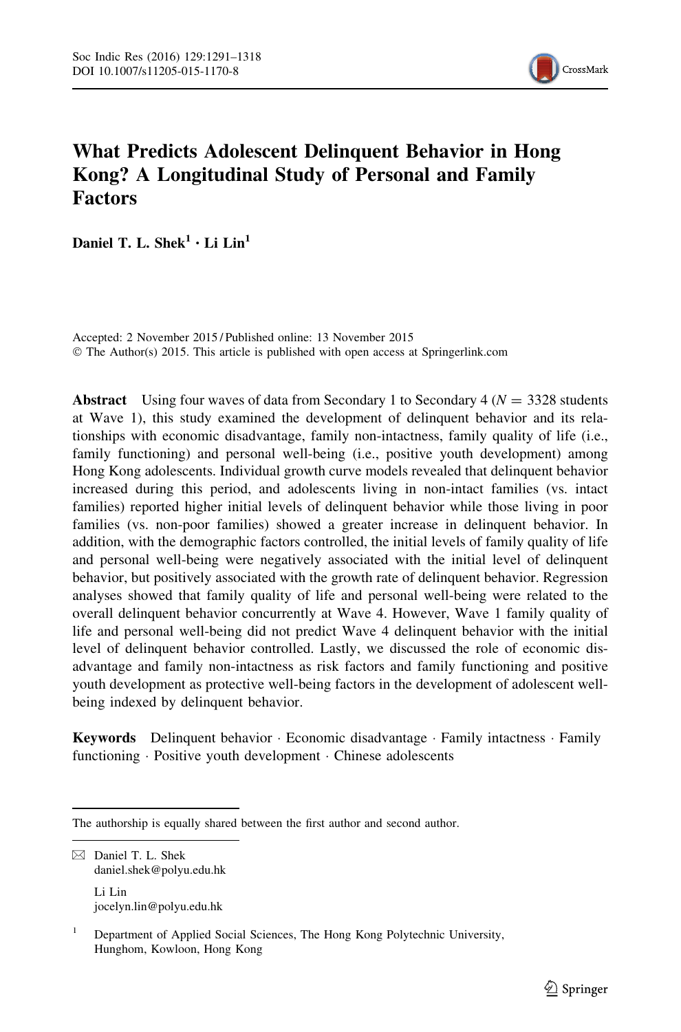# What Predicts Adolescent Delinquent Behavior in Hong Kong? A Longitudinal Study of Personal and Family Factors

**Daniel T. L. Shek[1] · Li Lin[1]**

Accepted: 2 November 2015 / Published online: 13 November 2015
© The Author(s) 2015. This article is published with open access at Springerlink.com

**Abstract** Using four waves of data from Secondary 1 to Secondary 4 ($N = 3328$ students at Wave 1), this study examined the development of delinquent behavior and its relationships with economic disadvantage, family non-intactness, family quality of life (i.e., family functioning) and personal well-being (i.e., positive youth development) among Hong Kong adolescents. Individual growth curve models revealed that delinquent behavior increased during this period, and adolescents living in non-intact families (vs. intact families) reported higher initial levels of delinquent behavior while those living in poor families (vs. non-poor families) showed a greater increase in delinquent behavior. In addition, with the demographic factors controlled, the initial levels of family quality of life and personal well-being were negatively associated with the initial level of delinquent behavior, but positively associated with the growth rate of delinquent behavior. Regression analyses showed that family quality of life and personal well-being were related to the overall delinquent behavior concurrently at Wave 4. However, Wave 1 family quality of life and personal well-being did not predict Wave 4 delinquent behavior with the initial level of delinquent behavior controlled. Lastly, we discussed the role of economic disadvantage and family non-intactness as risk factors and family functioning and positive youth development as protective well-being factors in the development of adolescent well-being indexed by delinquent behavior.

**Keywords** Delinquent behavior · Economic disadvantage · Family intactness · Family functioning · Positive youth development · Chinese adolescents

---

The authorship is equally shared between the first author and second author.

✉ Daniel T. L. Shek
daniel.shek@polyu.edu.hk

Li Lin
jocelyn.lin@polyu.edu.hk

[1] Department of Applied Social Sciences, The Hong Kong Polytechnic University, Hunghom, Kowloon, Hong Kong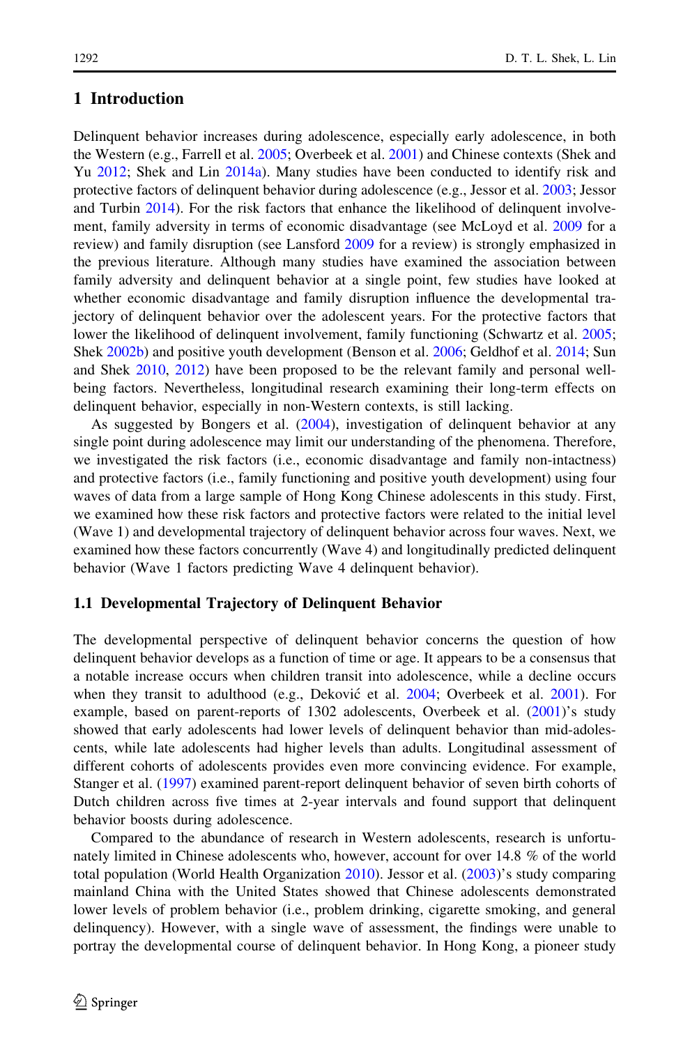## 1 Introduction

Delinquent behavior increases during adolescence, especially early adolescence, in both the Western (e.g., Farrell et al. 2005; Overbeek et al. 2001) and Chinese contexts (Shek and Yu 2012; Shek and Lin 2014a). Many studies have been conducted to identify risk and protective factors of delinquent behavior during adolescence (e.g., Jessor et al. 2003; Jessor and Turbin 2014). For the risk factors that enhance the likelihood of delinquent involvement, family adversity in terms of economic disadvantage (see McLoyd et al. 2009 for a review) and family disruption (see Lansford 2009 for a review) is strongly emphasized in the previous literature. Although many studies have examined the association between family adversity and delinquent behavior at a single point, few studies have looked at whether economic disadvantage and family disruption influence the developmental trajectory of delinquent behavior over the adolescent years. For the protective factors that lower the likelihood of delinquent involvement, family functioning (Schwartz et al. 2005; Shek 2002b) and positive youth development (Benson et al. 2006; Geldhof et al. 2014; Sun and Shek 2010, 2012) have been proposed to be the relevant family and personal well-being factors. Nevertheless, longitudinal research examining their long-term effects on delinquent behavior, especially in non-Western contexts, is still lacking.

As suggested by Bongers et al. (2004), investigation of delinquent behavior at any single point during adolescence may limit our understanding of the phenomena. Therefore, we investigated the risk factors (i.e., economic disadvantage and family non-intactness) and protective factors (i.e., family functioning and positive youth development) using four waves of data from a large sample of Hong Kong Chinese adolescents in this study. First, we examined how these risk factors and protective factors were related to the initial level (Wave 1) and developmental trajectory of delinquent behavior across four waves. Next, we examined how these factors concurrently (Wave 4) and longitudinally predicted delinquent behavior (Wave 1 factors predicting Wave 4 delinquent behavior).

### 1.1 Developmental Trajectory of Delinquent Behavior

The developmental perspective of delinquent behavior concerns the question of how delinquent behavior develops as a function of time or age. It appears to be a consensus that a notable increase occurs when children transit into adolescence, while a decline occurs when they transit to adulthood (e.g., Deković et al. 2004; Overbeek et al. 2001). For example, based on parent-reports of 1302 adolescents, Overbeek et al. (2001)'s study showed that early adolescents had lower levels of delinquent behavior than mid-adolescents, while late adolescents had higher levels than adults. Longitudinal assessment of different cohorts of adolescents provides even more convincing evidence. For example, Stanger et al. (1997) examined parent-report delinquent behavior of seven birth cohorts of Dutch children across five times at 2-year intervals and found support that delinquent behavior boosts during adolescence.

Compared to the abundance of research in Western adolescents, research is unfortunately limited in Chinese adolescents who, however, account for over 14.8 % of the world total population (World Health Organization 2010). Jessor et al. (2003)'s study comparing mainland China with the United States showed that Chinese adolescents demonstrated lower levels of problem behavior (i.e., problem drinking, cigarette smoking, and general delinquency). However, with a single wave of assessment, the findings were unable to portray the developmental course of delinquent behavior. In Hong Kong, a pioneer study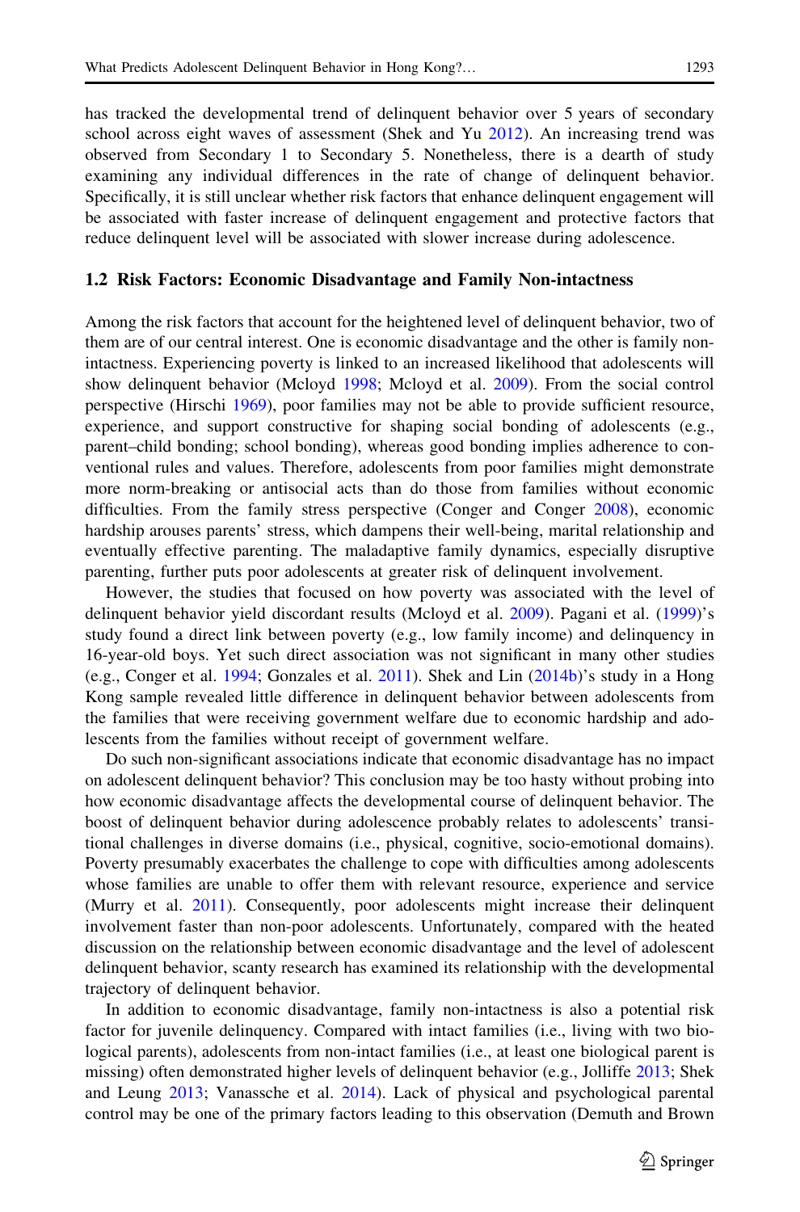has tracked the developmental trend of delinquent behavior over 5 years of secondary school across eight waves of assessment (Shek and Yu 2012). An increasing trend was observed from Secondary 1 to Secondary 5. Nonetheless, there is a dearth of study examining any individual differences in the rate of change of delinquent behavior. Specifically, it is still unclear whether risk factors that enhance delinquent engagement will be associated with faster increase of delinquent engagement and protective factors that reduce delinquent level will be associated with slower increase during adolescence.

### 1.2 Risk Factors: Economic Disadvantage and Family Non-intactness

Among the risk factors that account for the heightened level of delinquent behavior, two of them are of our central interest. One is economic disadvantage and the other is family non-intactness. Experiencing poverty is linked to an increased likelihood that adolescents will show delinquent behavior (Mcloyd 1998; Mcloyd et al. 2009). From the social control perspective (Hirschi 1969), poor families may not be able to provide sufficient resource, experience, and support constructive for shaping social bonding of adolescents (e.g., parent–child bonding; school bonding), whereas good bonding implies adherence to conventional rules and values. Therefore, adolescents from poor families might demonstrate more norm-breaking or antisocial acts than do those from families without economic difficulties. From the family stress perspective (Conger and Conger 2008), economic hardship arouses parents' stress, which dampens their well-being, marital relationship and eventually effective parenting. The maladaptive family dynamics, especially disruptive parenting, further puts poor adolescents at greater risk of delinquent involvement.

However, the studies that focused on how poverty was associated with the level of delinquent behavior yield discordant results (Mcloyd et al. 2009). Pagani et al. (1999)'s study found a direct link between poverty (e.g., low family income) and delinquency in 16-year-old boys. Yet such direct association was not significant in many other studies (e.g., Conger et al. 1994; Gonzales et al. 2011). Shek and Lin (2014b)'s study in a Hong Kong sample revealed little difference in delinquent behavior between adolescents from the families that were receiving government welfare due to economic hardship and adolescents from the families without receipt of government welfare.

Do such non-significant associations indicate that economic disadvantage has no impact on adolescent delinquent behavior? This conclusion may be too hasty without probing into how economic disadvantage affects the developmental course of delinquent behavior. The boost of delinquent behavior during adolescence probably relates to adolescents' transitional challenges in diverse domains (i.e., physical, cognitive, socio-emotional domains). Poverty presumably exacerbates the challenge to cope with difficulties among adolescents whose families are unable to offer them with relevant resource, experience and service (Murry et al. 2011). Consequently, poor adolescents might increase their delinquent involvement faster than non-poor adolescents. Unfortunately, compared with the heated discussion on the relationship between economic disadvantage and the level of adolescent delinquent behavior, scanty research has examined its relationship with the developmental trajectory of delinquent behavior.

In addition to economic disadvantage, family non-intactness is also a potential risk factor for juvenile delinquency. Compared with intact families (i.e., living with two biological parents), adolescents from non-intact families (i.e., at least one biological parent is missing) often demonstrated higher levels of delinquent behavior (e.g., Jolliffe 2013; Shek and Leung 2013; Vanassche et al. 2014). Lack of physical and psychological parental control may be one of the primary factors leading to this observation (Demuth and Brown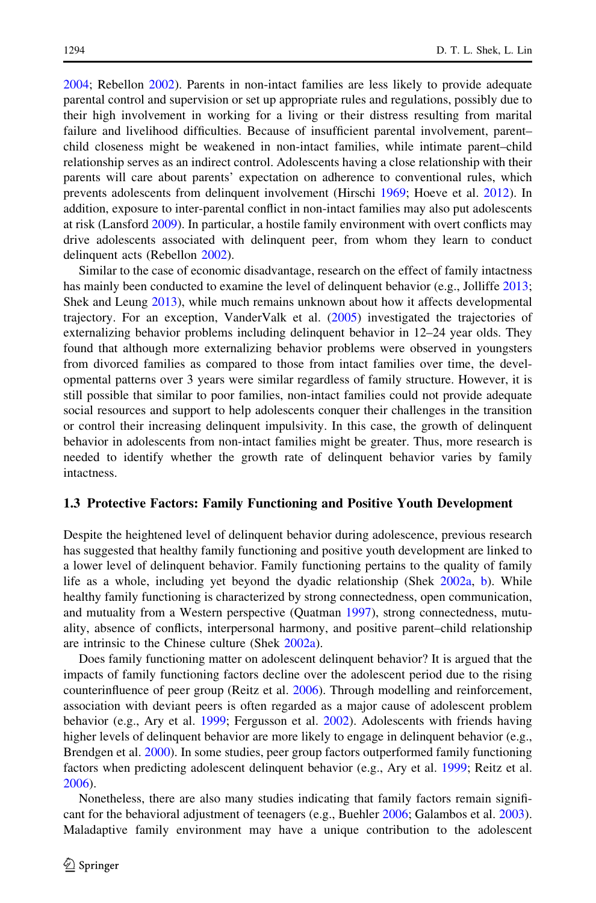2004; Rebellon 2002). Parents in non-intact families are less likely to provide adequate parental control and supervision or set up appropriate rules and regulations, possibly due to their high involvement in working for a living or their distress resulting from marital failure and livelihood difficulties. Because of insufficient parental involvement, parent–child closeness might be weakened in non-intact families, while intimate parent–child relationship serves as an indirect control. Adolescents having a close relationship with their parents will care about parents' expectation on adherence to conventional rules, which prevents adolescents from delinquent involvement (Hirschi 1969; Hoeve et al. 2012). In addition, exposure to inter-parental conflict in non-intact families may also put adolescents at risk (Lansford 2009). In particular, a hostile family environment with overt conflicts may drive adolescents associated with delinquent peer, from whom they learn to conduct delinquent acts (Rebellon 2002).

Similar to the case of economic disadvantage, research on the effect of family intactness has mainly been conducted to examine the level of delinquent behavior (e.g., Jolliffe 2013; Shek and Leung 2013), while much remains unknown about how it affects developmental trajectory. For an exception, VanderValk et al. (2005) investigated the trajectories of externalizing behavior problems including delinquent behavior in 12–24 year olds. They found that although more externalizing behavior problems were observed in youngsters from divorced families as compared to those from intact families over time, the developmental patterns over 3 years were similar regardless of family structure. However, it is still possible that similar to poor families, non-intact families could not provide adequate social resources and support to help adolescents conquer their challenges in the transition or control their increasing delinquent impulsivity. In this case, the growth of delinquent behavior in adolescents from non-intact families might be greater. Thus, more research is needed to identify whether the growth rate of delinquent behavior varies by family intactness.

### 1.3 Protective Factors: Family Functioning and Positive Youth Development

Despite the heightened level of delinquent behavior during adolescence, previous research has suggested that healthy family functioning and positive youth development are linked to a lower level of delinquent behavior. Family functioning pertains to the quality of family life as a whole, including yet beyond the dyadic relationship (Shek 2002a, b). While healthy family functioning is characterized by strong connectedness, open communication, and mutuality from a Western perspective (Quatman 1997), strong connectedness, mutuality, absence of conflicts, interpersonal harmony, and positive parent–child relationship are intrinsic to the Chinese culture (Shek 2002a).

Does family functioning matter on adolescent delinquent behavior? It is argued that the impacts of family functioning factors decline over the adolescent period due to the rising counterinfluence of peer group (Reitz et al. 2006). Through modelling and reinforcement, association with deviant peers is often regarded as a major cause of adolescent problem behavior (e.g., Ary et al. 1999; Fergusson et al. 2002). Adolescents with friends having higher levels of delinquent behavior are more likely to engage in delinquent behavior (e.g., Brendgen et al. 2000). In some studies, peer group factors outperformed family functioning factors when predicting adolescent delinquent behavior (e.g., Ary et al. 1999; Reitz et al. 2006).

Nonetheless, there are also many studies indicating that family factors remain significant for the behavioral adjustment of teenagers (e.g., Buehler 2006; Galambos et al. 2003). Maladaptive family environment may have a unique contribution to the adolescent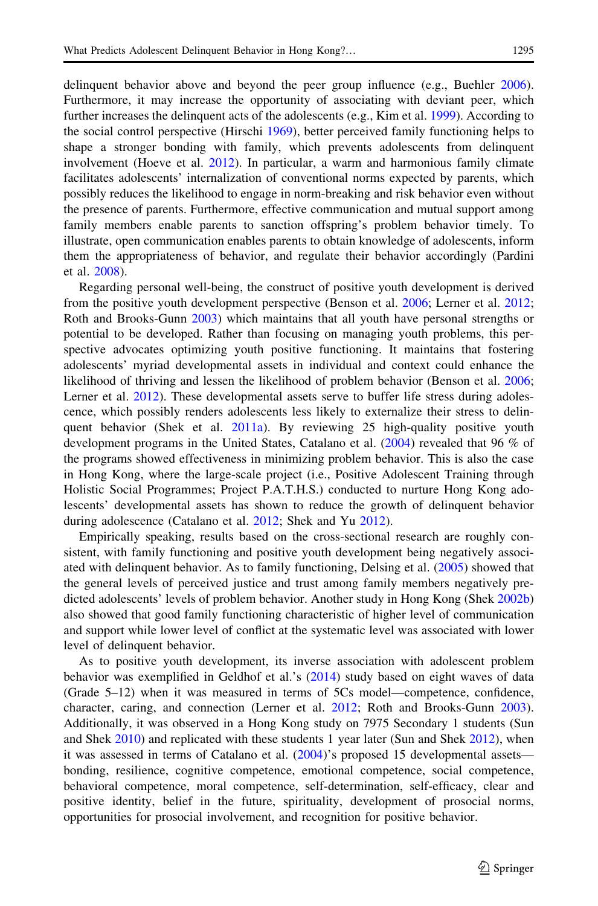delinquent behavior above and beyond the peer group influence (e.g., Buehler 2006). Furthermore, it may increase the opportunity of associating with deviant peer, which further increases the delinquent acts of the adolescents (e.g., Kim et al. 1999). According to the social control perspective (Hirschi 1969), better perceived family functioning helps to shape a stronger bonding with family, which prevents adolescents from delinquent involvement (Hoeve et al. 2012). In particular, a warm and harmonious family climate facilitates adolescents' internalization of conventional norms expected by parents, which possibly reduces the likelihood to engage in norm-breaking and risk behavior even without the presence of parents. Furthermore, effective communication and mutual support among family members enable parents to sanction offspring's problem behavior timely. To illustrate, open communication enables parents to obtain knowledge of adolescents, inform them the appropriateness of behavior, and regulate their behavior accordingly (Pardini et al. 2008).

Regarding personal well-being, the construct of positive youth development is derived from the positive youth development perspective (Benson et al. 2006; Lerner et al. 2012; Roth and Brooks-Gunn 2003) which maintains that all youth have personal strengths or potential to be developed. Rather than focusing on managing youth problems, this perspective advocates optimizing youth positive functioning. It maintains that fostering adolescents' myriad developmental assets in individual and context could enhance the likelihood of thriving and lessen the likelihood of problem behavior (Benson et al. 2006; Lerner et al. 2012). These developmental assets serve to buffer life stress during adolescence, which possibly renders adolescents less likely to externalize their stress to delinquent behavior (Shek et al. 2011a). By reviewing 25 high-quality positive youth development programs in the United States, Catalano et al. (2004) revealed that 96 % of the programs showed effectiveness in minimizing problem behavior. This is also the case in Hong Kong, where the large-scale project (i.e., Positive Adolescent Training through Holistic Social Programmes; Project P.A.T.H.S.) conducted to nurture Hong Kong adolescents' developmental assets has shown to reduce the growth of delinquent behavior during adolescence (Catalano et al. 2012; Shek and Yu 2012).

Empirically speaking, results based on the cross-sectional research are roughly consistent, with family functioning and positive youth development being negatively associated with delinquent behavior. As to family functioning, Delsing et al. (2005) showed that the general levels of perceived justice and trust among family members negatively predicted adolescents' levels of problem behavior. Another study in Hong Kong (Shek 2002b) also showed that good family functioning characteristic of higher level of communication and support while lower level of conflict at the systematic level was associated with lower level of delinquent behavior.

As to positive youth development, its inverse association with adolescent problem behavior was exemplified in Geldhof et al.'s (2014) study based on eight waves of data (Grade 5–12) when it was measured in terms of 5Cs model—competence, confidence, character, caring, and connection (Lerner et al. 2012; Roth and Brooks-Gunn 2003). Additionally, it was observed in a Hong Kong study on 7975 Secondary 1 students (Sun and Shek 2010) and replicated with these students 1 year later (Sun and Shek 2012), when it was assessed in terms of Catalano et al. (2004)'s proposed 15 developmental assets—bonding, resilience, cognitive competence, emotional competence, social competence, behavioral competence, moral competence, self-determination, self-efficacy, clear and positive identity, belief in the future, spirituality, development of prosocial norms, opportunities for prosocial involvement, and recognition for positive behavior.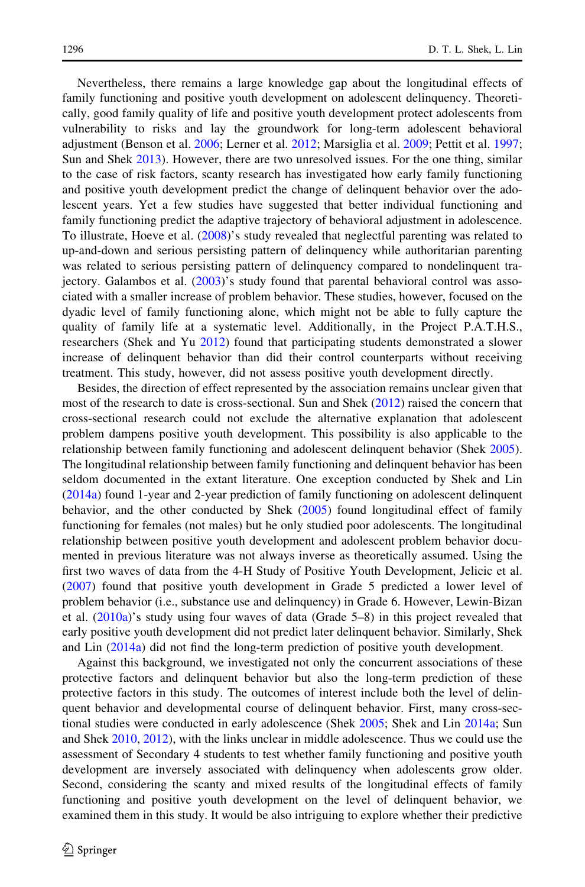Nevertheless, there remains a large knowledge gap about the longitudinal effects of family functioning and positive youth development on adolescent delinquency. Theoretically, good family quality of life and positive youth development protect adolescents from vulnerability to risks and lay the groundwork for long-term adolescent behavioral adjustment (Benson et al. 2006; Lerner et al. 2012; Marsiglia et al. 2009; Pettit et al. 1997; Sun and Shek 2013). However, there are two unresolved issues. For the one thing, similar to the case of risk factors, scanty research has investigated how early family functioning and positive youth development predict the change of delinquent behavior over the adolescent years. Yet a few studies have suggested that better individual functioning and family functioning predict the adaptive trajectory of behavioral adjustment in adolescence. To illustrate, Hoeve et al. (2008)'s study revealed that neglectful parenting was related to up-and-down and serious persisting pattern of delinquency while authoritarian parenting was related to serious persisting pattern of delinquency compared to nondelinquent trajectory. Galambos et al. (2003)'s study found that parental behavioral control was associated with a smaller increase of problem behavior. These studies, however, focused on the dyadic level of family functioning alone, which might not be able to fully capture the quality of family life at a systematic level. Additionally, in the Project P.A.T.H.S., researchers (Shek and Yu 2012) found that participating students demonstrated a slower increase of delinquent behavior than did their control counterparts without receiving treatment. This study, however, did not assess positive youth development directly.

Besides, the direction of effect represented by the association remains unclear given that most of the research to date is cross-sectional. Sun and Shek (2012) raised the concern that cross-sectional research could not exclude the alternative explanation that adolescent problem dampens positive youth development. This possibility is also applicable to the relationship between family functioning and adolescent delinquent behavior (Shek 2005). The longitudinal relationship between family functioning and delinquent behavior has been seldom documented in the extant literature. One exception conducted by Shek and Lin (2014a) found 1-year and 2-year prediction of family functioning on adolescent delinquent behavior, and the other conducted by Shek (2005) found longitudinal effect of family functioning for females (not males) but he only studied poor adolescents. The longitudinal relationship between positive youth development and adolescent problem behavior documented in previous literature was not always inverse as theoretically assumed. Using the first two waves of data from the 4-H Study of Positive Youth Development, Jelicic et al. (2007) found that positive youth development in Grade 5 predicted a lower level of problem behavior (i.e., substance use and delinquency) in Grade 6. However, Lewin-Bizan et al. (2010a)'s study using four waves of data (Grade 5–8) in this project revealed that early positive youth development did not predict later delinquent behavior. Similarly, Shek and Lin (2014a) did not find the long-term prediction of positive youth development.

Against this background, we investigated not only the concurrent associations of these protective factors and delinquent behavior but also the long-term prediction of these protective factors in this study. The outcomes of interest include both the level of delinquent behavior and developmental course of delinquent behavior. First, many cross-sectional studies were conducted in early adolescence (Shek 2005; Shek and Lin 2014a; Sun and Shek 2010, 2012), with the links unclear in middle adolescence. Thus we could use the assessment of Secondary 4 students to test whether family functioning and positive youth development are inversely associated with delinquency when adolescents grow older. Second, considering the scanty and mixed results of the longitudinal effects of family functioning and positive youth development on the level of delinquent behavior, we examined them in this study. It would be also intriguing to explore whether their predictive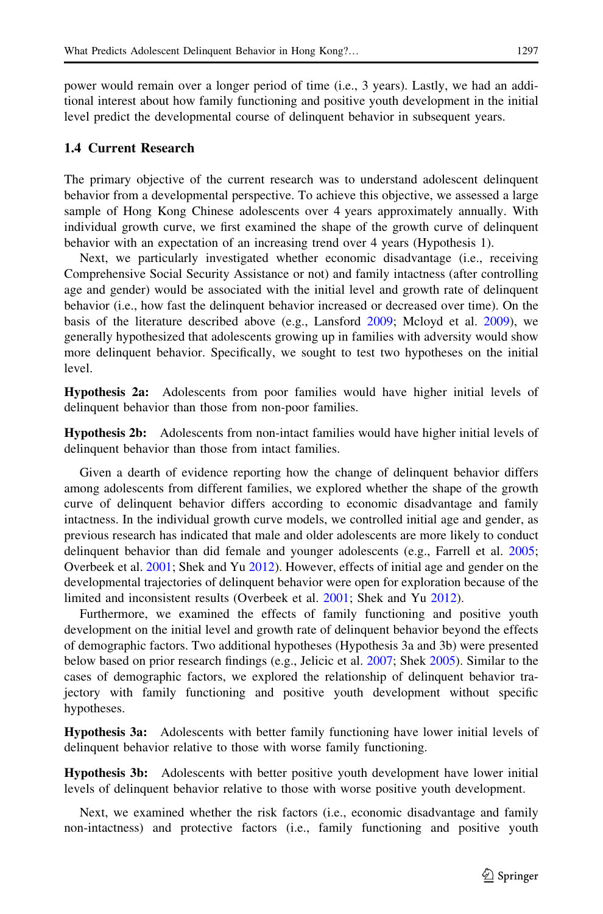power would remain over a longer period of time (i.e., 3 years). Lastly, we had an additional interest about how family functioning and positive youth development in the initial level predict the developmental course of delinquent behavior in subsequent years.

### 1.4 Current Research

The primary objective of the current research was to understand adolescent delinquent behavior from a developmental perspective. To achieve this objective, we assessed a large sample of Hong Kong Chinese adolescents over 4 years approximately annually. With individual growth curve, we first examined the shape of the growth curve of delinquent behavior with an expectation of an increasing trend over 4 years (Hypothesis 1).

Next, we particularly investigated whether economic disadvantage (i.e., receiving Comprehensive Social Security Assistance or not) and family intactness (after controlling age and gender) would be associated with the initial level and growth rate of delinquent behavior (i.e., how fast the delinquent behavior increased or decreased over time). On the basis of the literature described above (e.g., Lansford 2009; Mcloyd et al. 2009), we generally hypothesized that adolescents growing up in families with adversity would show more delinquent behavior. Specifically, we sought to test two hypotheses on the initial level.

**Hypothesis 2a:** Adolescents from poor families would have higher initial levels of delinquent behavior than those from non-poor families.

**Hypothesis 2b:** Adolescents from non-intact families would have higher initial levels of delinquent behavior than those from intact families.

Given a dearth of evidence reporting how the change of delinquent behavior differs among adolescents from different families, we explored whether the shape of the growth curve of delinquent behavior differs according to economic disadvantage and family intactness. In the individual growth curve models, we controlled initial age and gender, as previous research has indicated that male and older adolescents are more likely to conduct delinquent behavior than did female and younger adolescents (e.g., Farrell et al. 2005; Overbeek et al. 2001; Shek and Yu 2012). However, effects of initial age and gender on the developmental trajectories of delinquent behavior were open for exploration because of the limited and inconsistent results (Overbeek et al. 2001; Shek and Yu 2012).

Furthermore, we examined the effects of family functioning and positive youth development on the initial level and growth rate of delinquent behavior beyond the effects of demographic factors. Two additional hypotheses (Hypothesis 3a and 3b) were presented below based on prior research findings (e.g., Jelicic et al. 2007; Shek 2005). Similar to the cases of demographic factors, we explored the relationship of delinquent behavior trajectory with family functioning and positive youth development without specific hypotheses.

**Hypothesis 3a:** Adolescents with better family functioning have lower initial levels of delinquent behavior relative to those with worse family functioning.

**Hypothesis 3b:** Adolescents with better positive youth development have lower initial levels of delinquent behavior relative to those with worse positive youth development.

Next, we examined whether the risk factors (i.e., economic disadvantage and family non-intactness) and protective factors (i.e., family functioning and positive youth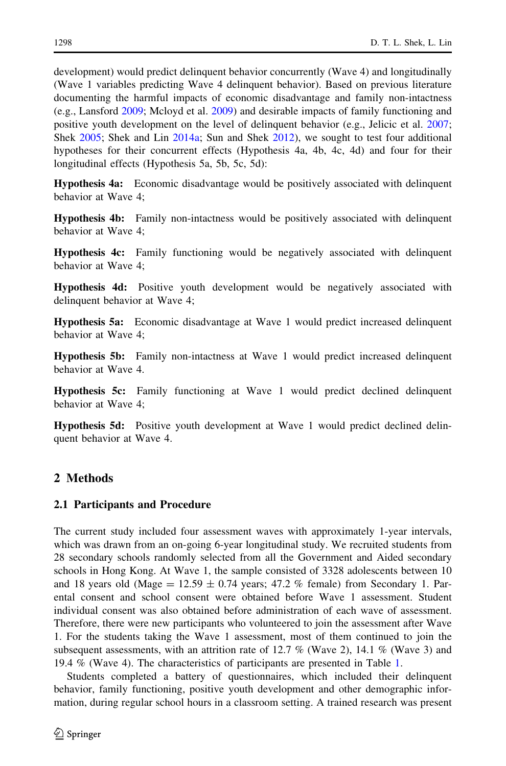development) would predict delinquent behavior concurrently (Wave 4) and longitudinally (Wave 1 variables predicting Wave 4 delinquent behavior). Based on previous literature documenting the harmful impacts of economic disadvantage and family non-intactness (e.g., Lansford 2009; Mcloyd et al. 2009) and desirable impacts of family functioning and positive youth development on the level of delinquent behavior (e.g., Jelicic et al. 2007; Shek 2005; Shek and Lin 2014a; Sun and Shek 2012), we sought to test four additional hypotheses for their concurrent effects (Hypothesis 4a, 4b, 4c, 4d) and four for their longitudinal effects (Hypothesis 5a, 5b, 5c, 5d):

**Hypothesis 4a:** Economic disadvantage would be positively associated with delinquent behavior at Wave 4;

**Hypothesis 4b:** Family non-intactness would be positively associated with delinquent behavior at Wave 4;

**Hypothesis 4c:** Family functioning would be negatively associated with delinquent behavior at Wave 4;

**Hypothesis 4d:** Positive youth development would be negatively associated with delinquent behavior at Wave 4;

**Hypothesis 5a:** Economic disadvantage at Wave 1 would predict increased delinquent behavior at Wave 4;

**Hypothesis 5b:** Family non-intactness at Wave 1 would predict increased delinquent behavior at Wave 4.

**Hypothesis 5c:** Family functioning at Wave 1 would predict declined delinquent behavior at Wave 4;

**Hypothesis 5d:** Positive youth development at Wave 1 would predict declined delinquent behavior at Wave 4.

## 2 Methods

### 2.1 Participants and Procedure

The current study included four assessment waves with approximately 1-year intervals, which was drawn from an on-going 6-year longitudinal study. We recruited students from 28 secondary schools randomly selected from all the Government and Aided secondary schools in Hong Kong. At Wave 1, the sample consisted of 3328 adolescents between 10 and 18 years old (Mage = 12.59 ± 0.74 years; 47.2 % female) from Secondary 1. Parental consent and school consent were obtained before Wave 1 assessment. Student individual consent was also obtained before administration of each wave of assessment. Therefore, there were new participants who volunteered to join the assessment after Wave 1. For the students taking the Wave 1 assessment, most of them continued to join the subsequent assessments, with an attrition rate of 12.7 % (Wave 2), 14.1 % (Wave 3) and 19.4 % (Wave 4). The characteristics of participants are presented in Table 1.

Students completed a battery of questionnaires, which included their delinquent behavior, family functioning, positive youth development and other demographic information, during regular school hours in a classroom setting. A trained research was present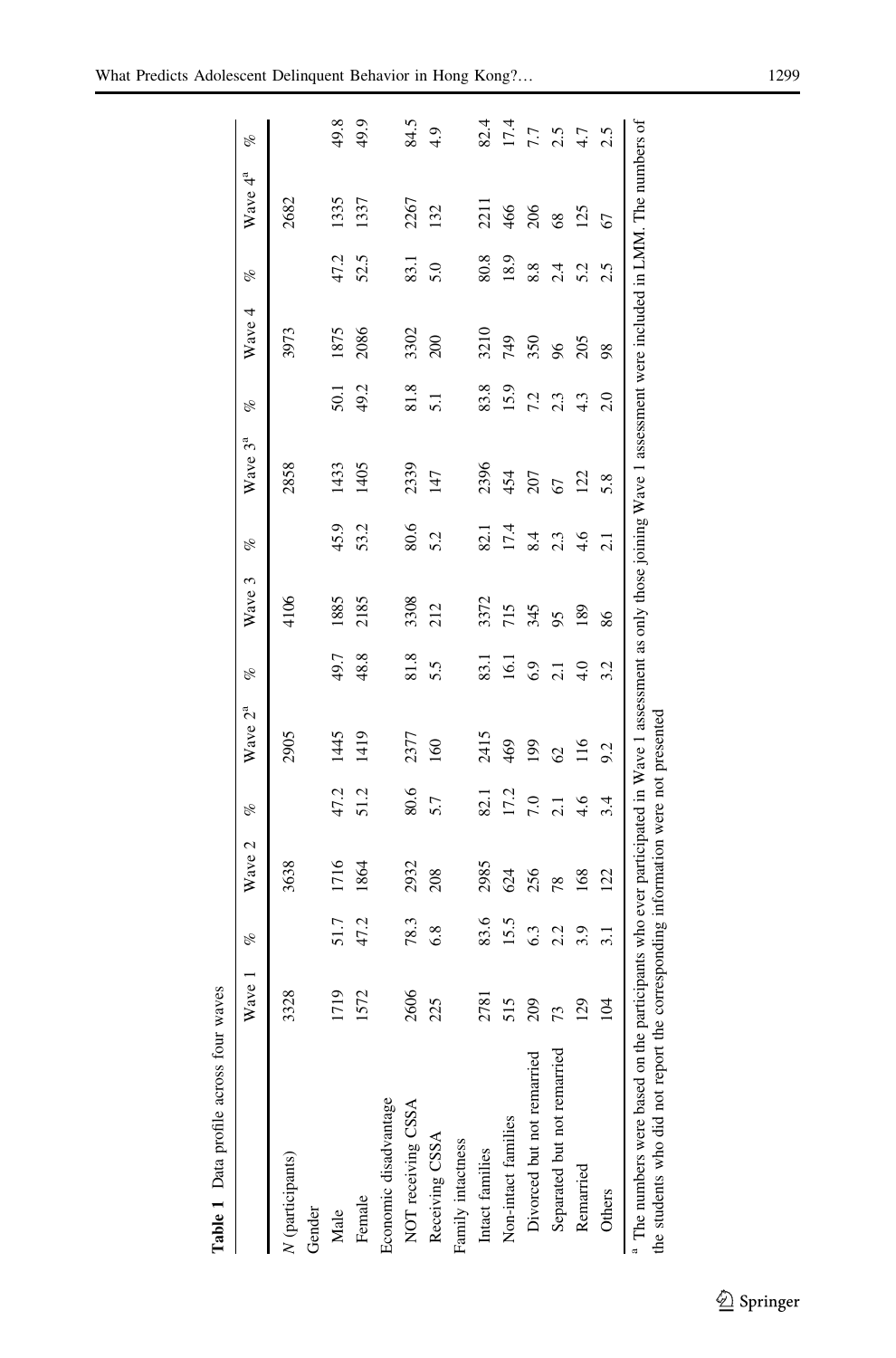**Table 1** Data profile across four waves

| | Wave 1 | % | Wave 2 | % | Wave 2[a] | % | Wave 3 | % | Wave 3[a] | % | Wave 4 | % | Wave 4[a] | % |
|---|---|---|---|---|---|---|---|---|---|---|---|---|---|---|
| *N* (participants) | 3328 | | 3638 | | 2905 | | 4106 | | 2858 | | 3973 | | 2682 | |
| Gender | | | | | | | | | | | | | | |
| Male | 1719 | 51.7 | 1716 | 47.2 | 1445 | 49.7 | 1885 | 45.9 | 1433 | 50.1 | 1875 | 47.2 | 1335 | 49.8 |
| Female | 1572 | 47.2 | 1864 | 51.2 | 1419 | 48.8 | 2185 | 53.2 | 1405 | 49.2 | 2086 | 52.5 | 1337 | 49.9 |
| Economic disadvantage | | | | | | | | | | | | | | |
| NOT receiving CSSA | 2606 | 78.3 | 2932 | 80.6 | 2377 | 81.8 | 3308 | 80.6 | 2339 | 81.8 | 3302 | 83.1 | 2267 | 84.5 |
| Receiving CSSA | 225 | 6.8 | 208 | 5.7 | 160 | 5.5 | 212 | 5.2 | 147 | 5.1 | 200 | 5.0 | 132 | 4.9 |
| Family intactness | | | | | | | | | | | | | | |
| Intact families | 2781 | 83.6 | 2985 | 82.1 | 2415 | 83.1 | 3372 | 82.1 | 2396 | 83.8 | 3210 | 80.8 | 2211 | 82.4 |
| Non-intact families | 515 | 15.5 | 624 | 17.2 | 469 | 16.1 | 715 | 17.4 | 454 | 15.9 | 749 | 18.9 | 466 | 17.4 |
| Divorced but not remarried | 209 | 6.3 | 256 | 7.0 | 199 | 6.9 | 345 | 8.4 | 207 | 7.2 | 350 | 8.8 | 206 | 7.7 |
| Separated but not remarried | 73 | 2.2 | 78 | 2.1 | 62 | 2.1 | 95 | 2.3 | 67 | 2.3 | 96 | 2.4 | 68 | 2.5 |
| Remarried | 129 | 3.9 | 168 | 4.6 | 116 | 4.0 | 189 | 4.6 | 122 | 4.3 | 205 | 5.2 | 125 | 4.7 |
| Others | 104 | 3.1 | 122 | 3.4 | 9.2 | 3.2 | 86 | 2.1 | 5.8 | 2.0 | 98 | 2.5 | 67 | 2.5 |

[a] The numbers were based on the participants who ever participated in Wave 1 assessment as only those joining Wave 1 assessment were included in LMM. The numbers of the students who did not report the corresponding information were not presented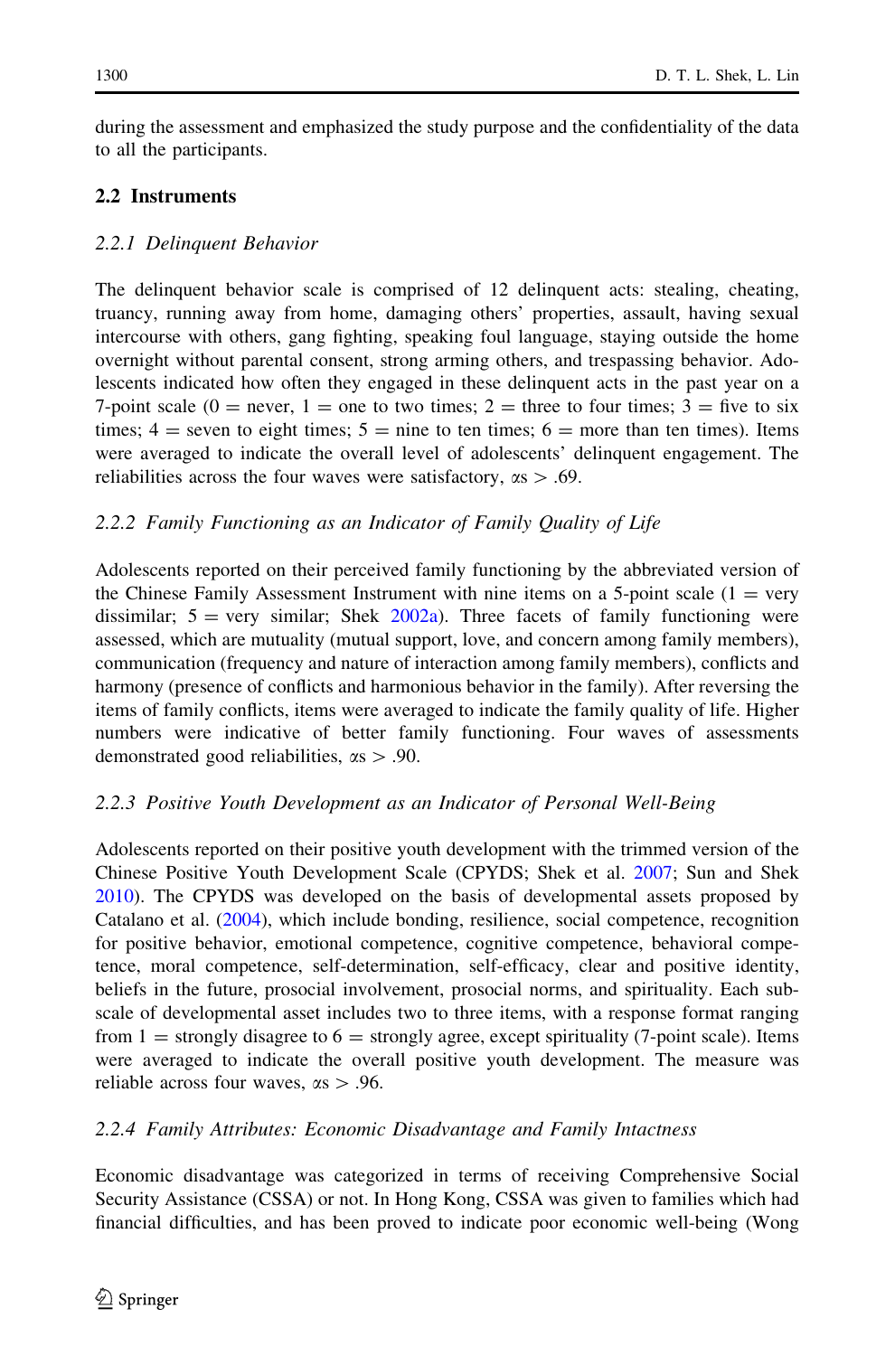during the assessment and emphasized the study purpose and the confidentiality of the data to all the participants.

## 2.2 Instruments

### *2.2.1 Delinquent Behavior*

The delinquent behavior scale is comprised of 12 delinquent acts: stealing, cheating, truancy, running away from home, damaging others' properties, assault, having sexual intercourse with others, gang fighting, speaking foul language, staying outside the home overnight without parental consent, strong arming others, and trespassing behavior. Adolescents indicated how often they engaged in these delinquent acts in the past year on a 7-point scale (0 = never, 1 = one to two times; 2 = three to four times; 3 = five to six times; 4 = seven to eight times; 5 = nine to ten times; 6 = more than ten times). Items were averaged to indicate the overall level of adolescents' delinquent engagement. The reliabilities across the four waves were satisfactory, $\alpha s > .69$.

### *2.2.2 Family Functioning as an Indicator of Family Quality of Life*

Adolescents reported on their perceived family functioning by the abbreviated version of the Chinese Family Assessment Instrument with nine items on a 5-point scale (1 = very dissimilar; 5 = very similar; Shek 2002a). Three facets of family functioning were assessed, which are mutuality (mutual support, love, and concern among family members), communication (frequency and nature of interaction among family members), conflicts and harmony (presence of conflicts and harmonious behavior in the family). After reversing the items of family conflicts, items were averaged to indicate the family quality of life. Higher numbers were indicative of better family functioning. Four waves of assessments demonstrated good reliabilities, $\alpha s > .90$.

### *2.2.3 Positive Youth Development as an Indicator of Personal Well-Being*

Adolescents reported on their positive youth development with the trimmed version of the Chinese Positive Youth Development Scale (CPYDS; Shek et al. 2007; Sun and Shek 2010). The CPYDS was developed on the basis of developmental assets proposed by Catalano et al. (2004), which include bonding, resilience, social competence, recognition for positive behavior, emotional competence, cognitive competence, behavioral competence, moral competence, self-determination, self-efficacy, clear and positive identity, beliefs in the future, prosocial involvement, prosocial norms, and spirituality. Each subscale of developmental asset includes two to three items, with a response format ranging from 1 = strongly disagree to 6 = strongly agree, except spirituality (7-point scale). Items were averaged to indicate the overall positive youth development. The measure was reliable across four waves, $\alpha s > .96$.

### *2.2.4 Family Attributes: Economic Disadvantage and Family Intactness*

Economic disadvantage was categorized in terms of receiving Comprehensive Social Security Assistance (CSSA) or not. In Hong Kong, CSSA was given to families which had financial difficulties, and has been proved to indicate poor economic well-being (Wong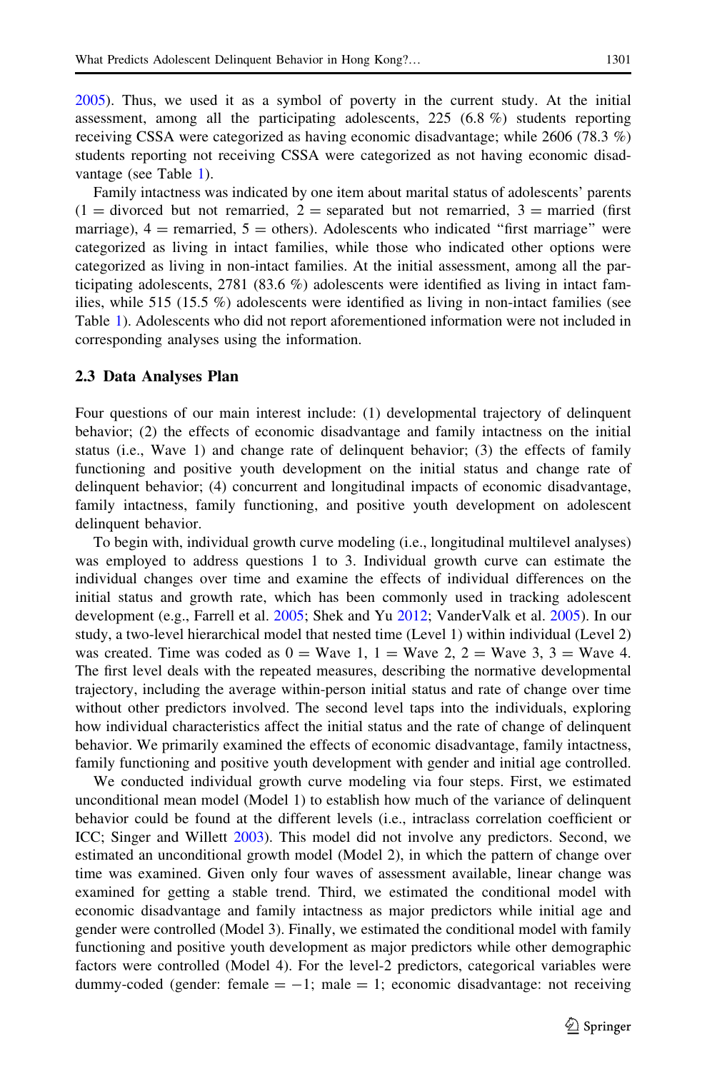2005). Thus, we used it as a symbol of poverty in the current study. At the initial assessment, among all the participating adolescents, 225 (6.8 %) students reporting receiving CSSA were categorized as having economic disadvantage; while 2606 (78.3 %) students reporting not receiving CSSA were categorized as not having economic disadvantage (see Table 1).

Family intactness was indicated by one item about marital status of adolescents' parents (1 = divorced but not remarried, 2 = separated but not remarried, 3 = married (first marriage), 4 = remarried, 5 = others). Adolescents who indicated "first marriage" were categorized as living in intact families, while those who indicated other options were categorized as living in non-intact families. At the initial assessment, among all the participating adolescents, 2781 (83.6 %) adolescents were identified as living in intact families, while 515 (15.5 %) adolescents were identified as living in non-intact families (see Table 1). Adolescents who did not report aforementioned information were not included in corresponding analyses using the information.

### 2.3 Data Analyses Plan

Four questions of our main interest include: (1) developmental trajectory of delinquent behavior; (2) the effects of economic disadvantage and family intactness on the initial status (i.e., Wave 1) and change rate of delinquent behavior; (3) the effects of family functioning and positive youth development on the initial status and change rate of delinquent behavior; (4) concurrent and longitudinal impacts of economic disadvantage, family intactness, family functioning, and positive youth development on adolescent delinquent behavior.

To begin with, individual growth curve modeling (i.e., longitudinal multilevel analyses) was employed to address questions 1 to 3. Individual growth curve can estimate the individual changes over time and examine the effects of individual differences on the initial status and growth rate, which has been commonly used in tracking adolescent development (e.g., Farrell et al. 2005; Shek and Yu 2012; VanderValk et al. 2005). In our study, a two-level hierarchical model that nested time (Level 1) within individual (Level 2) was created. Time was coded as 0 = Wave 1, 1 = Wave 2, 2 = Wave 3, 3 = Wave 4. The first level deals with the repeated measures, describing the normative developmental trajectory, including the average within-person initial status and rate of change over time without other predictors involved. The second level taps into the individuals, exploring how individual characteristics affect the initial status and the rate of change of delinquent behavior. We primarily examined the effects of economic disadvantage, family intactness, family functioning and positive youth development with gender and initial age controlled.

We conducted individual growth curve modeling via four steps. First, we estimated unconditional mean model (Model 1) to establish how much of the variance of delinquent behavior could be found at the different levels (i.e., intraclass correlation coefficient or ICC; Singer and Willett 2003). This model did not involve any predictors. Second, we estimated an unconditional growth model (Model 2), in which the pattern of change over time was examined. Given only four waves of assessment available, linear change was examined for getting a stable trend. Third, we estimated the conditional model with economic disadvantage and family intactness as major predictors while initial age and gender were controlled (Model 3). Finally, we estimated the conditional model with family functioning and positive youth development as major predictors while other demographic factors were controlled (Model 4). For the level-2 predictors, categorical variables were dummy-coded (gender: female = −1; male = 1; economic disadvantage: not receiving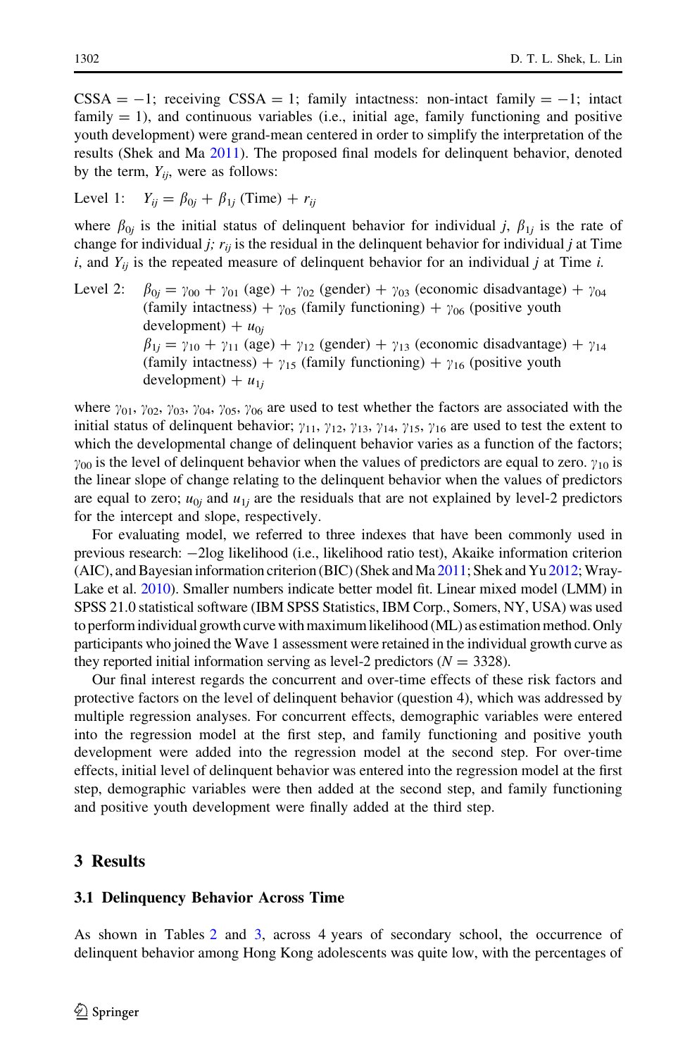CSSA = −1; receiving CSSA = 1; family intactness: non-intact family = −1; intact family = 1), and continuous variables (i.e., initial age, family functioning and positive youth development) were grand-mean centered in order to simplify the interpretation of the results (Shek and Ma 2011). The proposed final models for delinquent behavior, denoted by the term, $Y_{ij}$, were as follows:

Level 1: $Y_{ij} = \beta_{0j} + \beta_{1j}\,(\text{Time}) + r_{ij}$

where $\beta_{0j}$ is the initial status of delinquent behavior for individual $j$, $\beta_{1j}$ is the rate of change for individual $j$; $r_{ij}$ is the residual in the delinquent behavior for individual $j$ at Time $i$, and $Y_{ij}$ is the repeated measure of delinquent behavior for an individual $j$ at Time $i$.

Level 2: $\beta_{0j} = \gamma_{00} + \gamma_{01}\,(\text{age}) + \gamma_{02}\,(\text{gender}) + \gamma_{03}\,(\text{economic disadvantage}) + \gamma_{04}\,(\text{family intactness}) + \gamma_{05}\,(\text{family functioning}) + \gamma_{06}\,(\text{positive youth development}) + u_{0j}$

$\beta_{1j} = \gamma_{10} + \gamma_{11}\,(\text{age}) + \gamma_{12}\,(\text{gender}) + \gamma_{13}\,(\text{economic disadvantage}) + \gamma_{14}\,(\text{family intactness}) + \gamma_{15}\,(\text{family functioning}) + \gamma_{16}\,(\text{positive youth development}) + u_{1j}$

where $\gamma_{01}$, $\gamma_{02}$, $\gamma_{03}$, $\gamma_{04}$, $\gamma_{05}$, $\gamma_{06}$ are used to test whether the factors are associated with the initial status of delinquent behavior; $\gamma_{11}$, $\gamma_{12}$, $\gamma_{13}$, $\gamma_{14}$, $\gamma_{15}$, $\gamma_{16}$ are used to test the extent to which the developmental change of delinquent behavior varies as a function of the factors; $\gamma_{00}$ is the level of delinquent behavior when the values of predictors are equal to zero. $\gamma_{10}$ is the linear slope of change relating to the delinquent behavior when the values of predictors are equal to zero; $u_{0j}$ and $u_{1j}$ are the residuals that are not explained by level-2 predictors for the intercept and slope, respectively.

For evaluating model, we referred to three indexes that have been commonly used in previous research: −2log likelihood (i.e., likelihood ratio test), Akaike information criterion (AIC), and Bayesian information criterion (BIC) (Shek and Ma 2011; Shek and Yu 2012; Wray-Lake et al. 2010). Smaller numbers indicate better model fit. Linear mixed model (LMM) in SPSS 21.0 statistical software (IBM SPSS Statistics, IBM Corp., Somers, NY, USA) was used to perform individual growth curve with maximum likelihood (ML) as estimation method. Only participants who joined the Wave 1 assessment were retained in the individual growth curve as they reported initial information serving as level-2 predictors ($N = 3328$).

Our final interest regards the concurrent and over-time effects of these risk factors and protective factors on the level of delinquent behavior (question 4), which was addressed by multiple regression analyses. For concurrent effects, demographic variables were entered into the regression model at the first step, and family functioning and positive youth development were added into the regression model at the second step. For over-time effects, initial level of delinquent behavior was entered into the regression model at the first step, demographic variables were then added at the second step, and family functioning and positive youth development were finally added at the third step.

## 3 Results

### 3.1 Delinquency Behavior Across Time

As shown in Tables 2 and 3, across 4 years of secondary school, the occurrence of delinquent behavior among Hong Kong adolescents was quite low, with the percentages of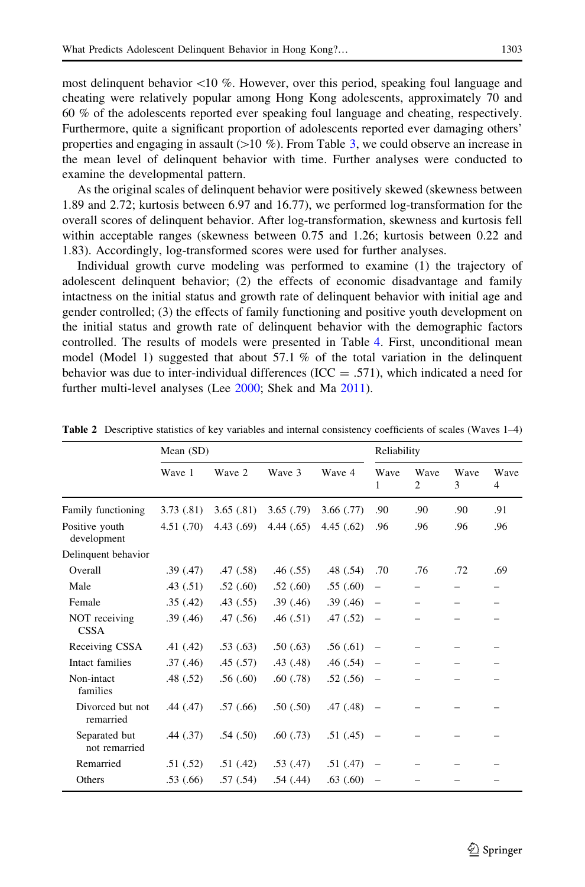most delinquent behavior <10 %. However, over this period, speaking foul language and cheating were relatively popular among Hong Kong adolescents, approximately 70 and 60 % of the adolescents reported ever speaking foul language and cheating, respectively. Furthermore, quite a significant proportion of adolescents reported ever damaging others' properties and engaging in assault (>10 %). From Table 3, we could observe an increase in the mean level of delinquent behavior with time. Further analyses were conducted to examine the developmental pattern.

As the original scales of delinquent behavior were positively skewed (skewness between 1.89 and 2.72; kurtosis between 6.97 and 16.77), we performed log-transformation for the overall scores of delinquent behavior. After log-transformation, skewness and kurtosis fell within acceptable ranges (skewness between 0.75 and 1.26; kurtosis between 0.22 and 1.83). Accordingly, log-transformed scores were used for further analyses.

Individual growth curve modeling was performed to examine (1) the trajectory of adolescent delinquent behavior; (2) the effects of economic disadvantage and family intactness on the initial status and growth rate of delinquent behavior with initial age and gender controlled; (3) the effects of family functioning and positive youth development on the initial status and growth rate of delinquent behavior with the demographic factors controlled. The results of models were presented in Table 4. First, unconditional mean model (Model 1) suggested that about 57.1 % of the total variation in the delinquent behavior was due to inter-individual differences (ICC = .571), which indicated a need for further multi-level analyses (Lee 2000; Shek and Ma 2011).

**Table 2** Descriptive statistics of key variables and internal consistency coefficients of scales (Waves 1–4)

| | Mean (SD) | | | | Reliability | | | |
|---|---|---|---|---|---|---|---|---|
| | Wave 1 | Wave 2 | Wave 3 | Wave 4 | Wave 1 | Wave 2 | Wave 3 | Wave 4 |
| Family functioning | 3.73 (.81) | 3.65 (.81) | 3.65 (.79) | 3.66 (.77) | .90 | .90 | .90 | .91 |
| Positive youth development | 4.51 (.70) | 4.43 (.69) | 4.44 (.65) | 4.45 (.62) | .96 | .96 | .96 | .96 |
| Delinquent behavior | | | | | | | | |
| Overall | .39 (.47) | .47 (.58) | .46 (.55) | .48 (.54) | .70 | .76 | .72 | .69 |
| Male | .43 (.51) | .52 (.60) | .52 (.60) | .55 (.60) | – | – | – | – |
| Female | .35 (.42) | .43 (.55) | .39 (.46) | .39 (.46) | – | – | – | – |
| NOT receiving CSSA | .39 (.46) | .47 (.56) | .46 (.51) | .47 (.52) | – | – | – | – |
| Receiving CSSA | .41 (.42) | .53 (.63) | .50 (.63) | .56 (.61) | – | – | – | – |
| Intact families | .37 (.46) | .45 (.57) | .43 (.48) | .46 (.54) | – | – | – | – |
| Non-intact families | .48 (.52) | .56 (.60) | .60 (.78) | .52 (.56) | – | – | – | – |
| Divorced but not remarried | .44 (.47) | .57 (.66) | .50 (.50) | .47 (.48) | – | – | – | – |
| Separated but not remarried | .44 (.37) | .54 (.50) | .60 (.73) | .51 (.45) | – | – | – | – |
| Remarried | .51 (.52) | .51 (.42) | .53 (.47) | .51 (.47) | – | – | – | – |
| Others | .53 (.66) | .57 (.54) | .54 (.44) | .63 (.60) | – | – | – | – |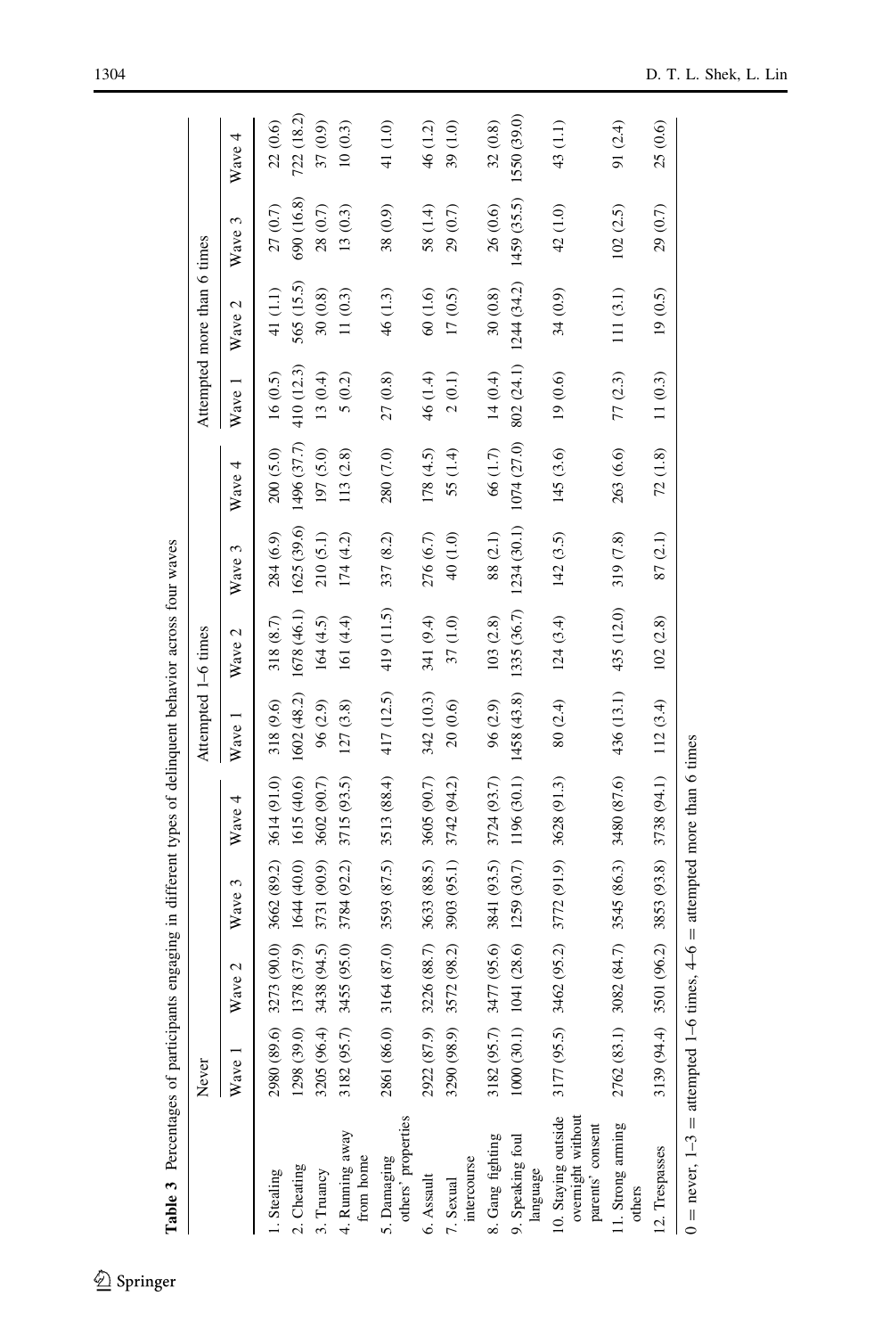**Table 3** Percentages of participants engaging in different types of delinquent behavior across four waves

| | Never | | | | Attempted 1–6 times | | | | Attempted more than 6 times | | | |
|---|---|---|---|---|---|---|---|---|---|---|---|---|
| | Wave 1 | Wave 2 | Wave 3 | Wave 4 | Wave 1 | Wave 2 | Wave 3 | Wave 4 | Wave 1 | Wave 2 | Wave 3 | Wave 4 |
| 1. Stealing | 2980 (89.6) | 3273 (90.0) | 3662 (89.2) | 3614 (91.0) | 318 (9.6) | 318 (8.7) | 284 (6.9) | 200 (5.0) | 16 (0.5) | 41 (1.1) | 27 (0.7) | 22 (0.6) |
| 2. Cheating | 1298 (39.0) | 1378 (37.9) | 1644 (40.0) | 1615 (40.6) | 1602 (48.2) | 1678 (46.1) | 1625 (39.6) | 1496 (37.7) | 410 (12.3) | 565 (15.5) | 690 (16.8) | 722 (18.2) |
| 3. Truancy | 3205 (96.4) | 3438 (94.5) | 3731 (90.9) | 3602 (90.7) | 96 (2.9) | 164 (4.5) | 210 (5.1) | 197 (5.0) | 13 (0.4) | 30 (0.8) | 28 (0.7) | 37 (0.9) |
| 4. Running away from home | 3182 (95.7) | 3455 (95.0) | 3784 (92.2) | 3715 (93.5) | 127 (3.8) | 161 (4.4) | 174 (4.2) | 113 (2.8) | 5 (0.2) | 11 (0.3) | 13 (0.3) | 10 (0.3) |
| 5. Damaging others' properties | 2861 (86.0) | 3164 (87.0) | 3593 (87.5) | 3513 (88.4) | 417 (12.5) | 419 (11.5) | 337 (8.2) | 280 (7.0) | 27 (0.8) | 46 (1.3) | 38 (0.9) | 41 (1.0) |
| 6. Assault | 2922 (87.9) | 3226 (88.7) | 3633 (88.5) | 3605 (90.7) | 342 (10.3) | 341 (9.4) | 276 (6.7) | 178 (4.5) | 46 (1.4) | 60 (1.6) | 58 (1.4) | 46 (1.2) |
| 7. Sexual intercourse | 3290 (98.9) | 3572 (98.2) | 3903 (95.1) | 3742 (94.2) | 20 (0.6) | 37 (1.0) | 40 (1.0) | 55 (1.4) | 2 (0.1) | 17 (0.5) | 29 (0.7) | 39 (1.0) |
| 8. Gang fighting | 3182 (95.7) | 3477 (95.6) | 3841 (93.5) | 3724 (93.7) | 96 (2.9) | 103 (2.8) | 88 (2.1) | 66 (1.7) | 14 (0.4) | 30 (0.8) | 26 (0.6) | 32 (0.8) |
| 9. Speaking foul language | 1000 (30.1) | 1041 (28.6) | 1259 (30.7) | 1196 (30.1) | 1458 (43.8) | 1335 (36.7) | 1234 (30.1) | 1074 (27.0) | 802 (24.1) | 1244 (34.2) | 1459 (35.5) | 1550 (39.0) |
| 10. Staying outside overnight without parents' consent | 3177 (95.5) | 3462 (95.2) | 3772 (91.9) | 3628 (91.3) | 80 (2.4) | 124 (3.4) | 142 (3.5) | 145 (3.6) | 19 (0.6) | 34 (0.9) | 42 (1.0) | 43 (1.1) |
| 11. Strong arming others | 2762 (83.1) | 3082 (84.7) | 3545 (86.3) | 3480 (87.6) | 436 (13.1) | 435 (12.0) | 319 (7.8) | 263 (6.6) | 77 (2.3) | 111 (3.1) | 102 (2.5) | 91 (2.4) |
| 12. Trespasses | 3139 (94.4) | 3501 (96.2) | 3853 (93.8) | 3738 (94.1) | 112 (3.4) | 102 (2.8) | 87 (2.1) | 72 (1.8) | 11 (0.3) | 19 (0.5) | 29 (0.7) | 25 (0.6) |

0 = never, 1–3 = attempted 1–6 times, 4–6 = attempted more than 6 times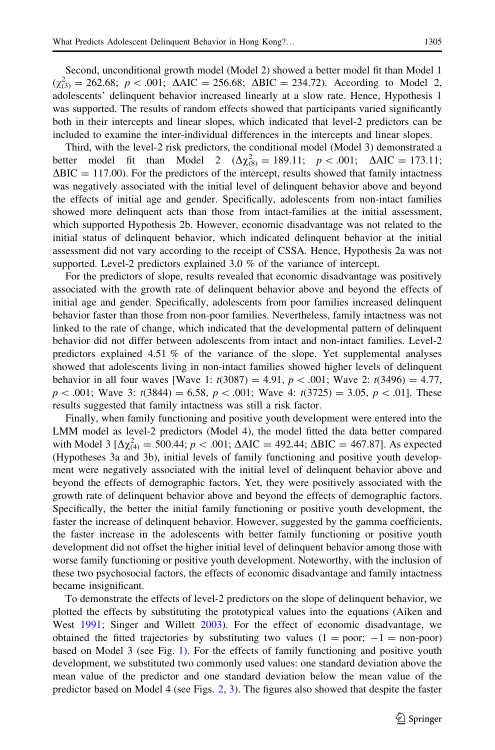Second, unconditional growth model (Model 2) showed a better model fit than Model 1 ($\chi^2_{(3)} = 262.68$; $p < .001$; $\Delta\text{AIC} = 256.68$; $\Delta\text{BIC} = 234.72$). According to Model 2, adolescents' delinquent behavior increased linearly at a slow rate. Hence, Hypothesis 1 was supported. The results of random effects showed that participants varied significantly both in their intercepts and linear slopes, which indicated that level-2 predictors can be included to examine the inter-individual differences in the intercepts and linear slopes.

Third, with the level-2 risk predictors, the conditional model (Model 3) demonstrated a better model fit than Model 2 ($\Delta\chi^2_{(8)} = 189.11$; $p < .001$; $\Delta\text{AIC} = 173.11$; $\Delta\text{BIC} = 117.00$). For the predictors of the intercept, results showed that family intactness was negatively associated with the initial level of delinquent behavior above and beyond the effects of initial age and gender. Specifically, adolescents from non-intact families showed more delinquent acts than those from intact-families at the initial assessment, which supported Hypothesis 2b. However, economic disadvantage was not related to the initial status of delinquent behavior, which indicated delinquent behavior at the initial assessment did not vary according to the receipt of CSSA. Hence, Hypothesis 2a was not supported. Level-2 predictors explained 3.0 % of the variance of intercept.

For the predictors of slope, results revealed that economic disadvantage was positively associated with the growth rate of delinquent behavior above and beyond the effects of initial age and gender. Specifically, adolescents from poor families increased delinquent behavior faster than those from non-poor families. Nevertheless, family intactness was not linked to the rate of change, which indicated that the developmental pattern of delinquent behavior did not differ between adolescents from intact and non-intact families. Level-2 predictors explained 4.51 % of the variance of the slope. Yet supplemental analyses showed that adolescents living in non-intact families showed higher levels of delinquent behavior in all four waves [Wave 1: $t(3087) = 4.91$, $p < .001$; Wave 2: $t(3496) = 4.77$, $p < .001$; Wave 3: $t(3844) = 6.58$, $p < .001$; Wave 4: $t(3725) = 3.05$, $p < .01$]. These results suggested that family intactness was still a risk factor.

Finally, when family functioning and positive youth development were entered into the LMM model as level-2 predictors (Model 4), the model fitted the data better compared with Model 3 [$\Delta\chi^2_{(4)} = 500.44$; $p < .001$; $\Delta\text{AIC} = 492.44$; $\Delta\text{BIC} = 467.87$]. As expected (Hypotheses 3a and 3b), initial levels of family functioning and positive youth development were negatively associated with the initial level of delinquent behavior above and beyond the effects of demographic factors. Yet, they were positively associated with the growth rate of delinquent behavior above and beyond the effects of demographic factors. Specifically, the better the initial family functioning or positive youth development, the faster the increase of delinquent behavior. However, suggested by the gamma coefficients, the faster increase in the adolescents with better family functioning or positive youth development did not offset the higher initial level of delinquent behavior among those with worse family functioning or positive youth development. Noteworthy, with the inclusion of these two psychosocial factors, the effects of economic disadvantage and family intactness became insignificant.

To demonstrate the effects of level-2 predictors on the slope of delinquent behavior, we plotted the effects by substituting the prototypical values into the equations (Aiken and West 1991; Singer and Willett 2003). For the effect of economic disadvantage, we obtained the fitted trajectories by substituting two values (1 = poor; −1 = non-poor) based on Model 3 (see Fig. 1). For the effects of family functioning and positive youth development, we substituted two commonly used values: one standard deviation above the mean value of the predictor and one standard deviation below the mean value of the predictor based on Model 4 (see Figs. 2, 3). The figures also showed that despite the faster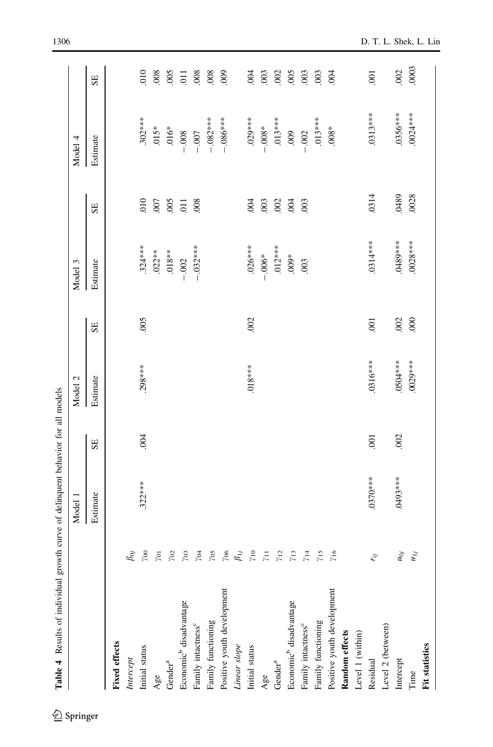**Table 4** Results of individual growth curve of delinquent behavior for all models

| | | Model 1 | | Model 2 | | Model 3 | | Model 4 | |
|---|---|---|---|---|---|---|---|---|---|
| | | Estimate | SE | Estimate | SE | Estimate | SE | Estimate | SE |
| **Fixed effects** | | | | | | | | | |
| *Intercept* | $\beta_{0j}$ | | | | | | | | |
| Initial status | $\gamma_{00}$ | .322*** | .004 | .298*** | .005 | .324*** | .010 | .302*** | .010 |
| Age | $\gamma_{01}$ | | | | | .022** | .007 | .015* | .008 |
| Gender[a] | $\gamma_{02}$ | | | | | .018** | .005 | .016* | .005 |
| Economic[b] disadvantage | $\gamma_{03}$ | | | | | −.002 | .011 | −.008 | .011 |
| Family intactness[c] | $\gamma_{04}$ | | | | | −.032*** | .008 | −.007 | .008 |
| Family functioning | $\gamma_{05}$ | | | | | | | −.082*** | .008 |
| Positive youth development | $\gamma_{06}$ | | | | | | | −.086*** | .009 |
| *Linear slope* | $\beta_{1j}$ | | | | | | | | |
| Initial status | $\gamma_{10}$ | | | .018*** | .002 | .026*** | .004 | .029*** | .004 |
| Age | $\gamma_{11}$ | | | | | −.006* | .003 | −.008* | .003 |
| Gender[a] | $\gamma_{12}$ | | | | | .012*** | .002 | .013*** | .002 |
| Economic[b] disadvantage | $\gamma_{13}$ | | | | | .009* | .004 | .009 | .005 |
| Family intactness[c] | $\gamma_{14}$ | | | | | .003 | .003 | −.002 | .003 |
| Family functioning | $\gamma_{15}$ | | | | | | | .013*** | .003 |
| Positive youth development | $\gamma_{16}$ | | | | | | | .008* | .004 |
| **Random effects** | | | | | | | | | |
| Level 1 (within) | | | | | | | | | |
| Residual | $r_{ij}$ | .0370*** | .001 | .0316*** | .001 | .0314*** | .0314 | .0313*** | .001 |
| Level 2 (between) | | | | | | | | | |
| Intercept | $u_{0j}$ | .0493*** | .002 | .0504*** | .002 | .0489*** | .0489 | .0356*** | .002 |
| Time | $u_{1j}$ | | | .0029*** | .000 | .0028*** | .0028 | .0024*** | .0003 |
| **Fit statistics** | | | | | | | | | |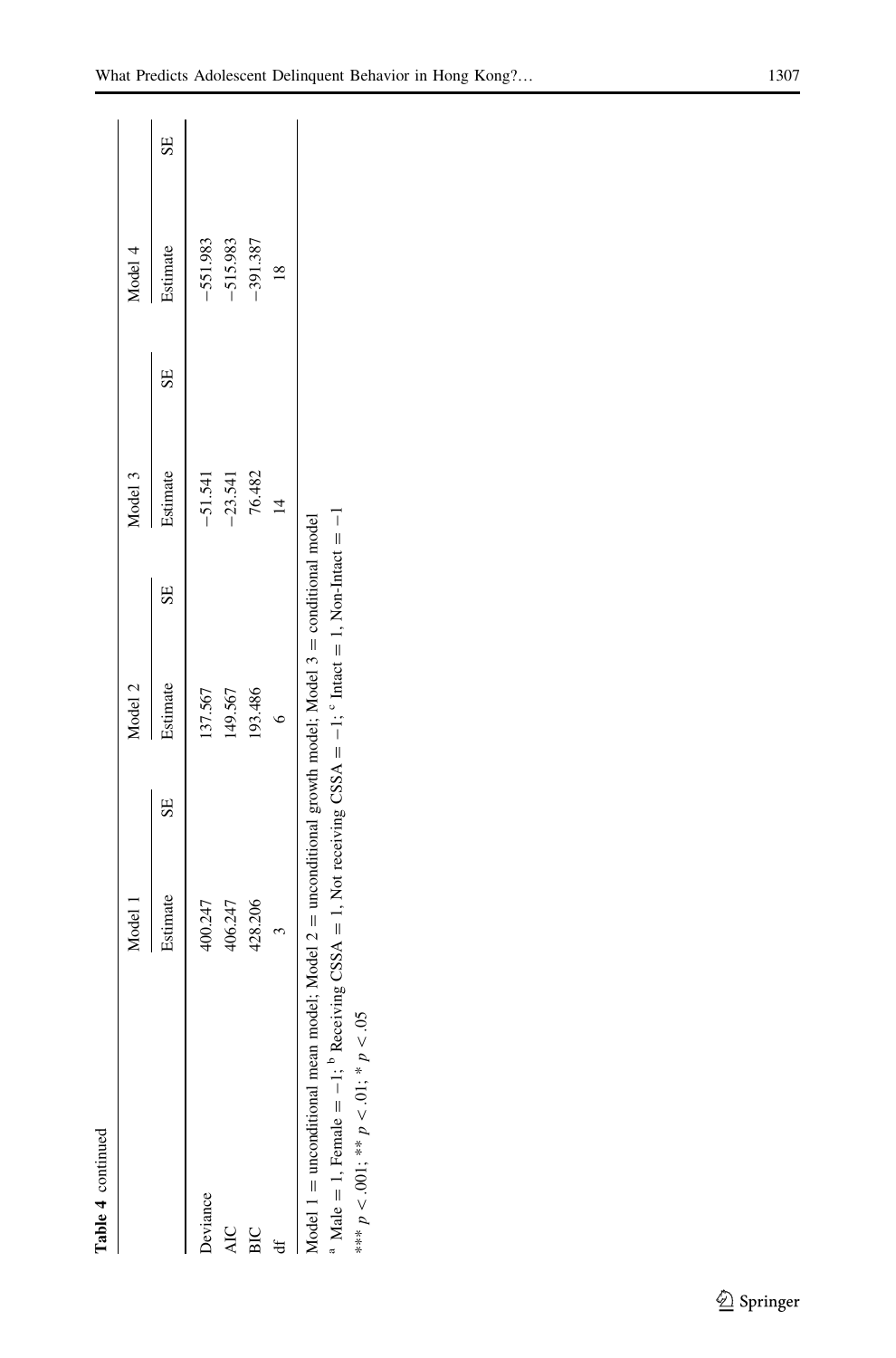**Table 4** continued

| | Model 1 | | Model 2 | | Model 3 | | Model 4 | |
|---|---|---|---|---|---|---|---|---|
| | Estimate | SE | Estimate | SE | Estimate | SE | Estimate | SE |
| Deviance | 400.247 | | 137.567 | | −51.541 | | −551.983 | |
| AIC | 406.247 | | 149.567 | | −23.541 | | −515.983 | |
| BIC | 428.206 | | 193.486 | | 76.482 | | −391.387 | |
| df | 3 | | 6 | | 14 | | 18 | |

Model 1 = unconditional mean model; Model 2 = unconditional growth model; Model 3 = conditional model

[a] Male = 1, Female = −1; [b] Receiving CSSA = 1, Not receiving CSSA = −1; [c] Intact = 1, Non-Intact = −1

*** $p < .001$; ** $p < .01$; * $p < .05$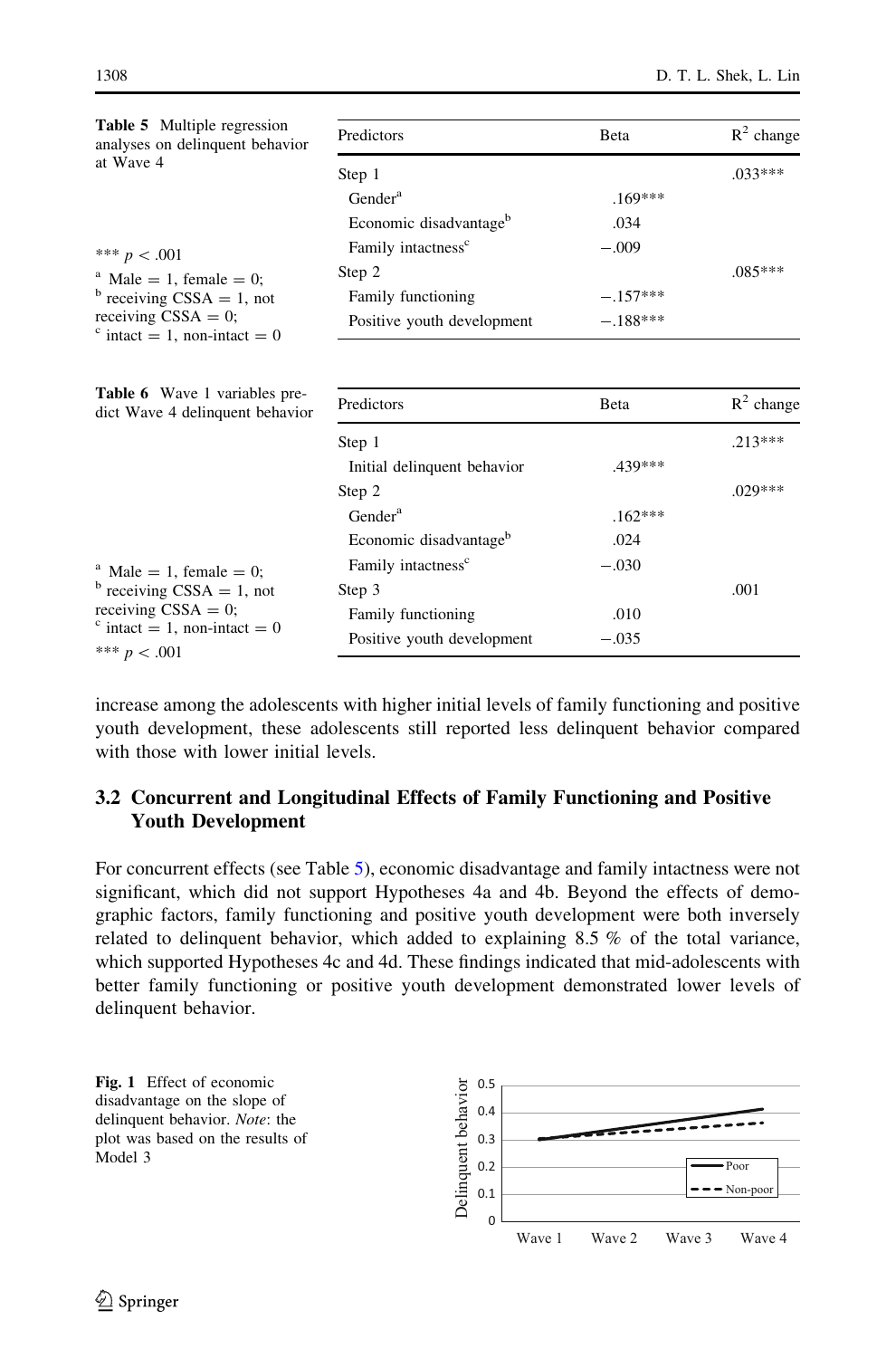**Table 5** Multiple regression analyses on delinquent behavior at Wave 4

| Predictors | Beta | $R^2$ change |
|---|---|---|
| Step 1 | | .033*** |
| Gender[a] | .169*** | |
| Economic disadvantage[b] | .034 | |
| Family intactness[c] | −.009 | |
| Step 2 | | .085*** |
| Family functioning | −.157*** | |
| Positive youth development | −.188*** | |

*** $p < .001$

[a] Male = 1, female = 0;
[b] receiving CSSA = 1, not receiving CSSA = 0;
[c] intact = 1, non-intact = 0

**Table 6** Wave 1 variables predict Wave 4 delinquent behavior

| Predictors | Beta | $R^2$ change |
|---|---|---|
| Step 1 | | .213*** |
| Initial delinquent behavior | .439*** | |
| Step 2 | | .029*** |
| Gender[a] | .162*** | |
| Economic disadvantage[b] | .024 | |
| Family intactness[c] | −.030 | |
| Step 3 | | .001 |
| Family functioning | .010 | |
| Positive youth development | −.035 | |

[a] Male = 1, female = 0;
[b] receiving CSSA = 1, not receiving CSSA = 0;
[c] intact = 1, non-intact = 0

*** $p < .001$

increase among the adolescents with higher initial levels of family functioning and positive youth development, these adolescents still reported less delinquent behavior compared with those with lower initial levels.

## 3.2 Concurrent and Longitudinal Effects of Family Functioning and Positive Youth Development

For concurrent effects (see Table 5), economic disadvantage and family intactness were not significant, which did not support Hypotheses 4a and 4b. Beyond the effects of demographic factors, family functioning and positive youth development were both inversely related to delinquent behavior, which added to explaining 8.5 % of the total variance, which supported Hypotheses 4c and 4d. These findings indicated that mid-adolescents with better family functioning or positive youth development demonstrated lower levels of delinquent behavior.

**Fig. 1** Effect of economic disadvantage on the slope of delinquent behavior. *Note*: the plot was based on the results of Model 3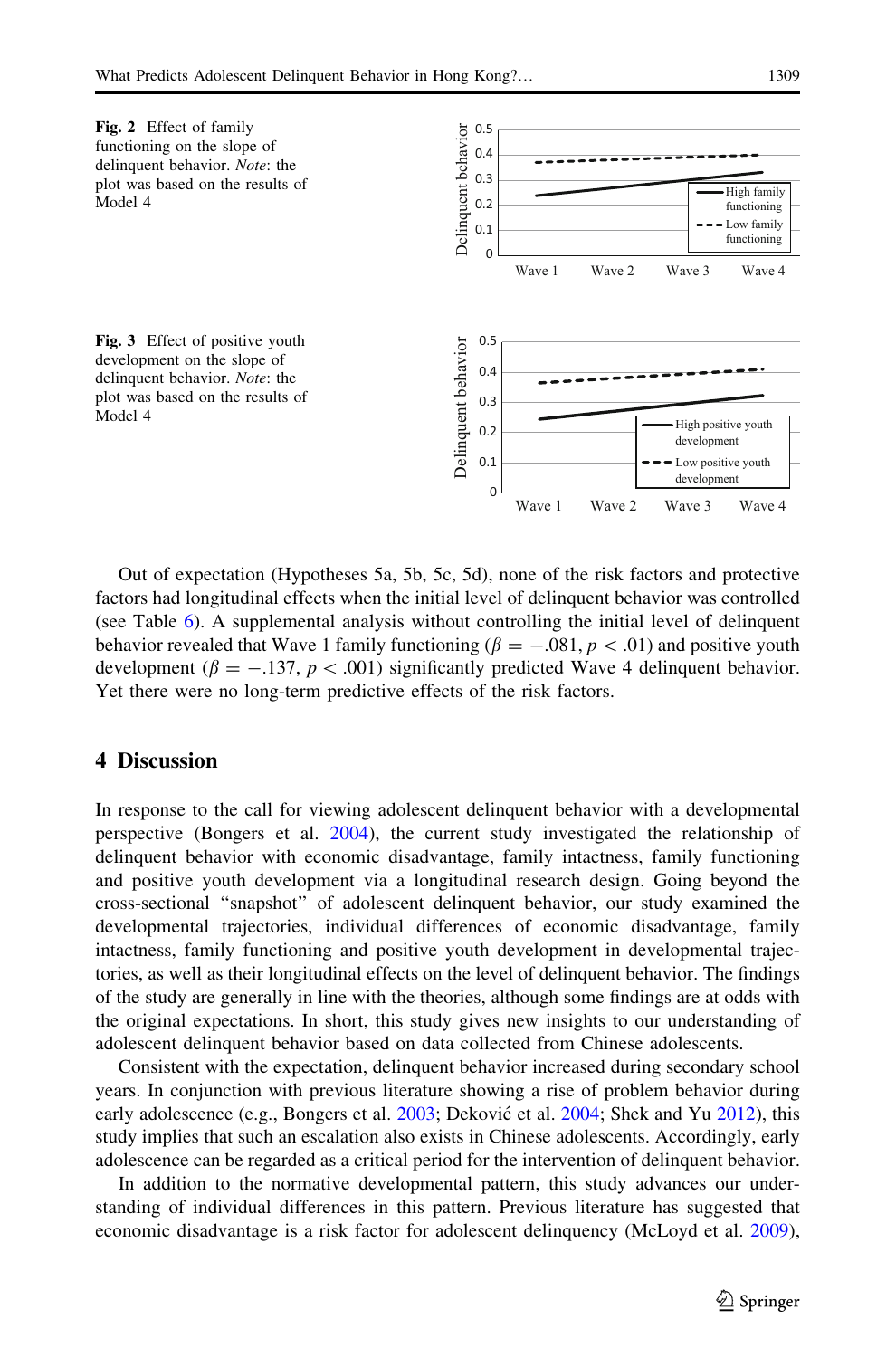**Fig. 2** Effect of family functioning on the slope of delinquent behavior. *Note*: the plot was based on the results of Model 4

**Fig. 3** Effect of positive youth development on the slope of delinquent behavior. *Note*: the plot was based on the results of Model 4

Out of expectation (Hypotheses 5a, 5b, 5c, 5d), none of the risk factors and protective factors had longitudinal effects when the initial level of delinquent behavior was controlled (see Table 6). A supplemental analysis without controlling the initial level of delinquent behavior revealed that Wave 1 family functioning ($\beta = -.081$, $p < .01$) and positive youth development ($\beta = -.137$, $p < .001$) significantly predicted Wave 4 delinquent behavior. Yet there were no long-term predictive effects of the risk factors.

## 4 Discussion

In response to the call for viewing adolescent delinquent behavior with a developmental perspective (Bongers et al. 2004), the current study investigated the relationship of delinquent behavior with economic disadvantage, family intactness, family functioning and positive youth development via a longitudinal research design. Going beyond the cross-sectional "snapshot" of adolescent delinquent behavior, our study examined the developmental trajectories, individual differences of economic disadvantage, family intactness, family functioning and positive youth development in developmental trajectories, as well as their longitudinal effects on the level of delinquent behavior. The findings of the study are generally in line with the theories, although some findings are at odds with the original expectations. In short, this study gives new insights to our understanding of adolescent delinquent behavior based on data collected from Chinese adolescents.

Consistent with the expectation, delinquent behavior increased during secondary school years. In conjunction with previous literature showing a rise of problem behavior during early adolescence (e.g., Bongers et al. 2003; Deković et al. 2004; Shek and Yu 2012), this study implies that such an escalation also exists in Chinese adolescents. Accordingly, early adolescence can be regarded as a critical period for the intervention of delinquent behavior.

In addition to the normative developmental pattern, this study advances our understanding of individual differences in this pattern. Previous literature has suggested that economic disadvantage is a risk factor for adolescent delinquency (McLoyd et al. 2009),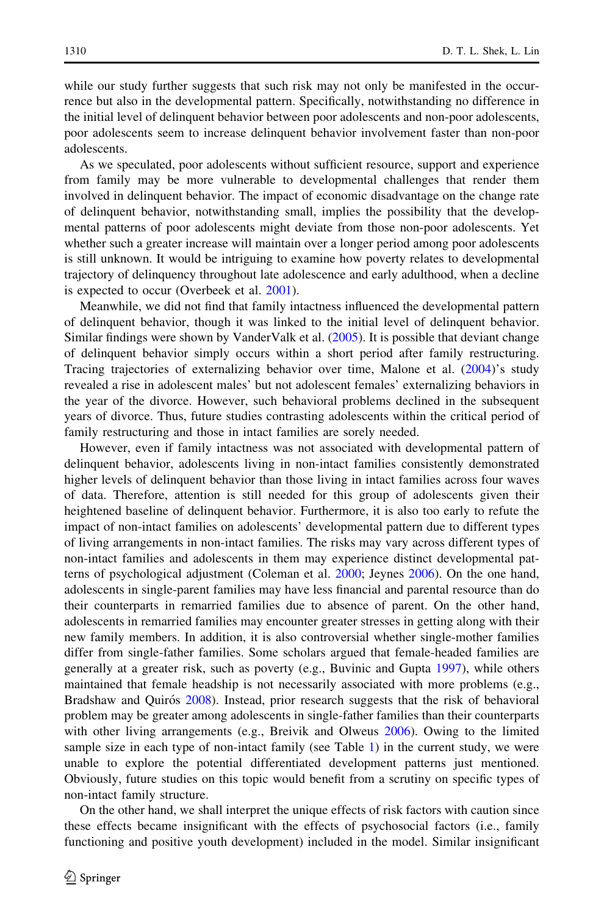while our study further suggests that such risk may not only be manifested in the occurrence but also in the developmental pattern. Specifically, notwithstanding no difference in the initial level of delinquent behavior between poor adolescents and non-poor adolescents, poor adolescents seem to increase delinquent behavior involvement faster than non-poor adolescents.

As we speculated, poor adolescents without sufficient resource, support and experience from family may be more vulnerable to developmental challenges that render them involved in delinquent behavior. The impact of economic disadvantage on the change rate of delinquent behavior, notwithstanding small, implies the possibility that the developmental patterns of poor adolescents might deviate from those non-poor adolescents. Yet whether such a greater increase will maintain over a longer period among poor adolescents is still unknown. It would be intriguing to examine how poverty relates to developmental trajectory of delinquency throughout late adolescence and early adulthood, when a decline is expected to occur (Overbeek et al. 2001).

Meanwhile, we did not find that family intactness influenced the developmental pattern of delinquent behavior, though it was linked to the initial level of delinquent behavior. Similar findings were shown by VanderValk et al. (2005). It is possible that deviant change of delinquent behavior simply occurs within a short period after family restructuring. Tracing trajectories of externalizing behavior over time, Malone et al. (2004)'s study revealed a rise in adolescent males' but not adolescent females' externalizing behaviors in the year of the divorce. However, such behavioral problems declined in the subsequent years of divorce. Thus, future studies contrasting adolescents within the critical period of family restructuring and those in intact families are sorely needed.

However, even if family intactness was not associated with developmental pattern of delinquent behavior, adolescents living in non-intact families consistently demonstrated higher levels of delinquent behavior than those living in intact families across four waves of data. Therefore, attention is still needed for this group of adolescents given their heightened baseline of delinquent behavior. Furthermore, it is also too early to refute the impact of non-intact families on adolescents' developmental pattern due to different types of living arrangements in non-intact families. The risks may vary across different types of non-intact families and adolescents in them may experience distinct developmental patterns of psychological adjustment (Coleman et al. 2000; Jeynes 2006). On the one hand, adolescents in single-parent families may have less financial and parental resource than do their counterparts in remarried families due to absence of parent. On the other hand, adolescents in remarried families may encounter greater stresses in getting along with their new family members. In addition, it is also controversial whether single-mother families differ from single-father families. Some scholars argued that female-headed families are generally at a greater risk, such as poverty (e.g., Buvinic and Gupta 1997), while others maintained that female headship is not necessarily associated with more problems (e.g., Bradshaw and Quirós 2008). Instead, prior research suggests that the risk of behavioral problem may be greater among adolescents in single-father families than their counterparts with other living arrangements (e.g., Breivik and Olweus 2006). Owing to the limited sample size in each type of non-intact family (see Table 1) in the current study, we were unable to explore the potential differentiated development patterns just mentioned. Obviously, future studies on this topic would benefit from a scrutiny on specific types of non-intact family structure.

On the other hand, we shall interpret the unique effects of risk factors with caution since these effects became insignificant with the effects of psychosocial factors (i.e., family functioning and positive youth development) included in the model. Similar insignificant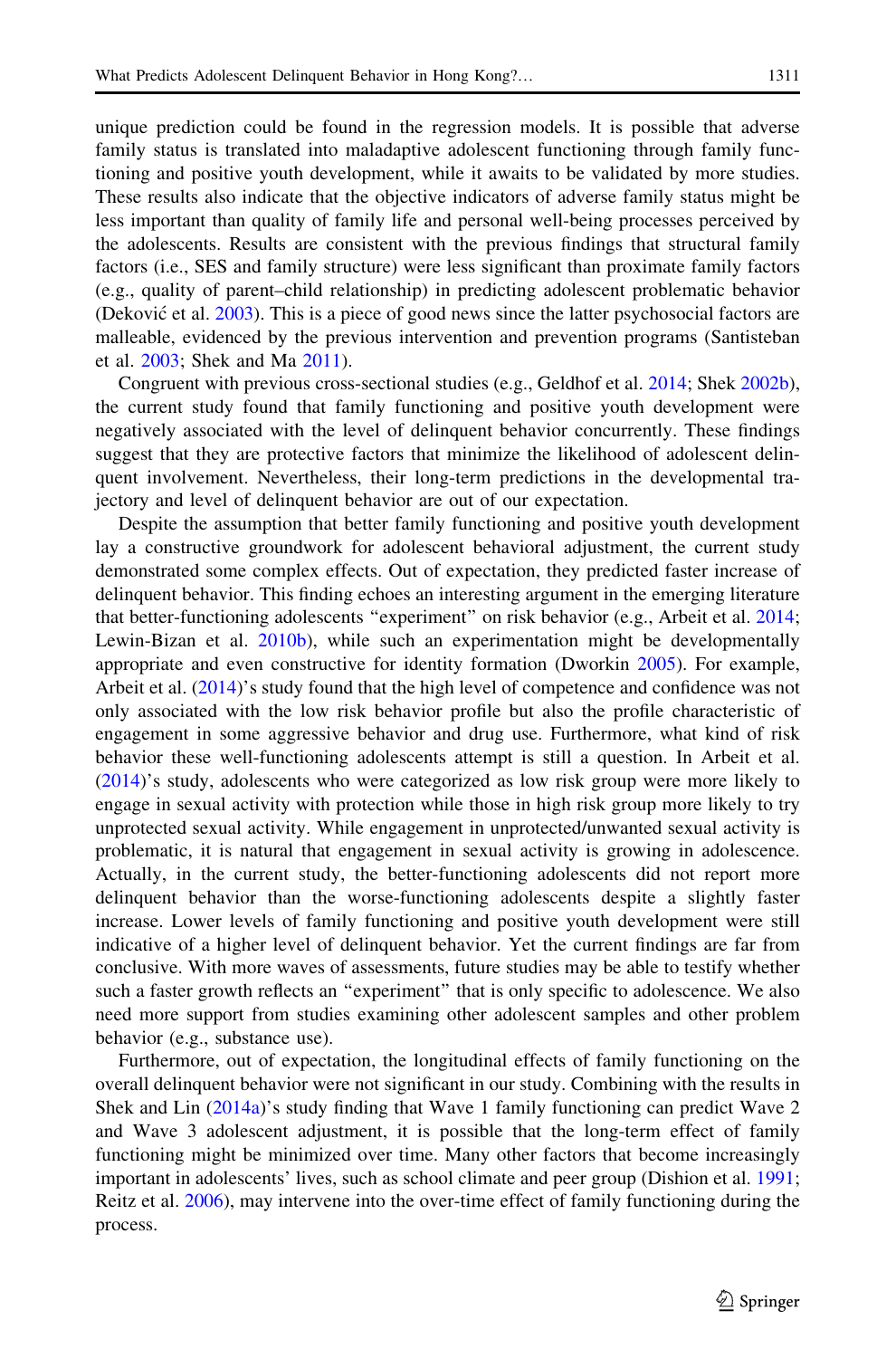unique prediction could be found in the regression models. It is possible that adverse family status is translated into maladaptive adolescent functioning through family functioning and positive youth development, while it awaits to be validated by more studies. These results also indicate that the objective indicators of adverse family status might be less important than quality of family life and personal well-being processes perceived by the adolescents. Results are consistent with the previous findings that structural family factors (i.e., SES and family structure) were less significant than proximate family factors (e.g., quality of parent–child relationship) in predicting adolescent problematic behavior (Deković et al. 2003). This is a piece of good news since the latter psychosocial factors are malleable, evidenced by the previous intervention and prevention programs (Santisteban et al. 2003; Shek and Ma 2011).

Congruent with previous cross-sectional studies (e.g., Geldhof et al. 2014; Shek 2002b), the current study found that family functioning and positive youth development were negatively associated with the level of delinquent behavior concurrently. These findings suggest that they are protective factors that minimize the likelihood of adolescent delinquent involvement. Nevertheless, their long-term predictions in the developmental trajectory and level of delinquent behavior are out of our expectation.

Despite the assumption that better family functioning and positive youth development lay a constructive groundwork for adolescent behavioral adjustment, the current study demonstrated some complex effects. Out of expectation, they predicted faster increase of delinquent behavior. This finding echoes an interesting argument in the emerging literature that better-functioning adolescents "experiment" on risk behavior (e.g., Arbeit et al. 2014; Lewin-Bizan et al. 2010b), while such an experimentation might be developmentally appropriate and even constructive for identity formation (Dworkin 2005). For example, Arbeit et al. (2014)'s study found that the high level of competence and confidence was not only associated with the low risk behavior profile but also the profile characteristic of engagement in some aggressive behavior and drug use. Furthermore, what kind of risk behavior these well-functioning adolescents attempt is still a question. In Arbeit et al. (2014)'s study, adolescents who were categorized as low risk group were more likely to engage in sexual activity with protection while those in high risk group more likely to try unprotected sexual activity. While engagement in unprotected/unwanted sexual activity is problematic, it is natural that engagement in sexual activity is growing in adolescence. Actually, in the current study, the better-functioning adolescents did not report more delinquent behavior than the worse-functioning adolescents despite a slightly faster increase. Lower levels of family functioning and positive youth development were still indicative of a higher level of delinquent behavior. Yet the current findings are far from conclusive. With more waves of assessments, future studies may be able to testify whether such a faster growth reflects an "experiment" that is only specific to adolescence. We also need more support from studies examining other adolescent samples and other problem behavior (e.g., substance use).

Furthermore, out of expectation, the longitudinal effects of family functioning on the overall delinquent behavior were not significant in our study. Combining with the results in Shek and Lin (2014a)'s study finding that Wave 1 family functioning can predict Wave 2 and Wave 3 adolescent adjustment, it is possible that the long-term effect of family functioning might be minimized over time. Many other factors that become increasingly important in adolescents' lives, such as school climate and peer group (Dishion et al. 1991; Reitz et al. 2006), may intervene into the over-time effect of family functioning during the process.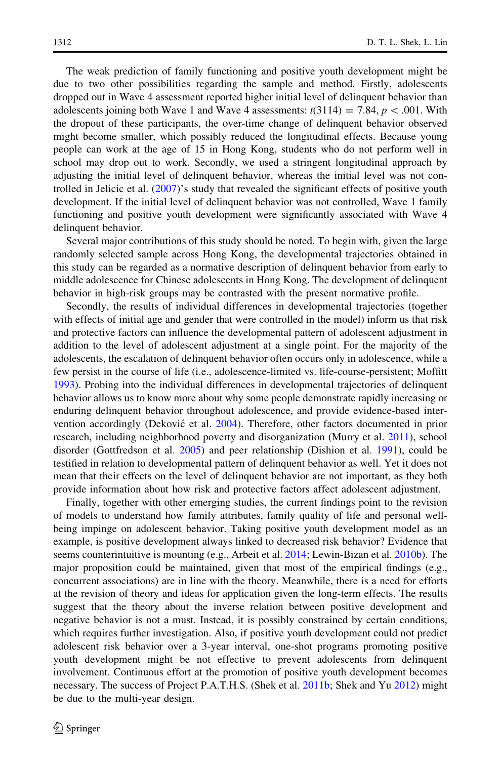The weak prediction of family functioning and positive youth development might be due to two other possibilities regarding the sample and method. Firstly, adolescents dropped out in Wave 4 assessment reported higher initial level of delinquent behavior than adolescents joining both Wave 1 and Wave 4 assessments: $t(3114) = 7.84$, $p < .001$. With the dropout of these participants, the over-time change of delinquent behavior observed might become smaller, which possibly reduced the longitudinal effects. Because young people can work at the age of 15 in Hong Kong, students who do not perform well in school may drop out to work. Secondly, we used a stringent longitudinal approach by adjusting the initial level of delinquent behavior, whereas the initial level was not controlled in Jelicic et al. (2007)'s study that revealed the significant effects of positive youth development. If the initial level of delinquent behavior was not controlled, Wave 1 family functioning and positive youth development were significantly associated with Wave 4 delinquent behavior.

Several major contributions of this study should be noted. To begin with, given the large randomly selected sample across Hong Kong, the developmental trajectories obtained in this study can be regarded as a normative description of delinquent behavior from early to middle adolescence for Chinese adolescents in Hong Kong. The development of delinquent behavior in high-risk groups may be contrasted with the present normative profile.

Secondly, the results of individual differences in developmental trajectories (together with effects of initial age and gender that were controlled in the model) inform us that risk and protective factors can influence the developmental pattern of adolescent adjustment in addition to the level of adolescent adjustment at a single point. For the majority of the adolescents, the escalation of delinquent behavior often occurs only in adolescence, while a few persist in the course of life (i.e., adolescence-limited vs. life-course-persistent; Moffitt 1993). Probing into the individual differences in developmental trajectories of delinquent behavior allows us to know more about why some people demonstrate rapidly increasing or enduring delinquent behavior throughout adolescence, and provide evidence-based intervention accordingly (Deković et al. 2004). Therefore, other factors documented in prior research, including neighborhood poverty and disorganization (Murry et al. 2011), school disorder (Gottfredson et al. 2005) and peer relationship (Dishion et al. 1991), could be testified in relation to developmental pattern of delinquent behavior as well. Yet it does not mean that their effects on the level of delinquent behavior are not important, as they both provide information about how risk and protective factors affect adolescent adjustment.

Finally, together with other emerging studies, the current findings point to the revision of models to understand how family attributes, family quality of life and personal well-being impinge on adolescent behavior. Taking positive youth development model as an example, is positive development always linked to decreased risk behavior? Evidence that seems counterintuitive is mounting (e.g., Arbeit et al. 2014; Lewin-Bizan et al. 2010b). The major proposition could be maintained, given that most of the empirical findings (e.g., concurrent associations) are in line with the theory. Meanwhile, there is a need for efforts at the revision of theory and ideas for application given the long-term effects. The results suggest that the theory about the inverse relation between positive development and negative behavior is not a must. Instead, it is possibly constrained by certain conditions, which requires further investigation. Also, if positive youth development could not predict adolescent risk behavior over a 3-year interval, one-shot programs promoting positive youth development might be not effective to prevent adolescents from delinquent involvement. Continuous effort at the promotion of positive youth development becomes necessary. The success of Project P.A.T.H.S. (Shek et al. 2011b; Shek and Yu 2012) might be due to the multi-year design.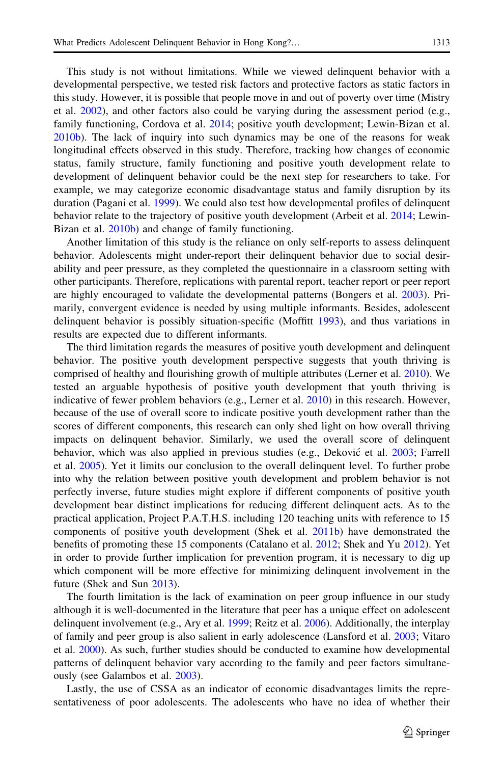This study is not without limitations. While we viewed delinquent behavior with a developmental perspective, we tested risk factors and protective factors as static factors in this study. However, it is possible that people move in and out of poverty over time (Mistry et al. 2002), and other factors also could be varying during the assessment period (e.g., family functioning, Cordova et al. 2014; positive youth development; Lewin-Bizan et al. 2010b). The lack of inquiry into such dynamics may be one of the reasons for weak longitudinal effects observed in this study. Therefore, tracking how changes of economic status, family structure, family functioning and positive youth development relate to development of delinquent behavior could be the next step for researchers to take. For example, we may categorize economic disadvantage status and family disruption by its duration (Pagani et al. 1999). We could also test how developmental profiles of delinquent behavior relate to the trajectory of positive youth development (Arbeit et al. 2014; Lewin-Bizan et al. 2010b) and change of family functioning.

Another limitation of this study is the reliance on only self-reports to assess delinquent behavior. Adolescents might under-report their delinquent behavior due to social desirability and peer pressure, as they completed the questionnaire in a classroom setting with other participants. Therefore, replications with parental report, teacher report or peer report are highly encouraged to validate the developmental patterns (Bongers et al. 2003). Primarily, convergent evidence is needed by using multiple informants. Besides, adolescent delinquent behavior is possibly situation-specific (Moffitt 1993), and thus variations in results are expected due to different informants.

The third limitation regards the measures of positive youth development and delinquent behavior. The positive youth development perspective suggests that youth thriving is comprised of healthy and flourishing growth of multiple attributes (Lerner et al. 2010). We tested an arguable hypothesis of positive youth development that youth thriving is indicative of fewer problem behaviors (e.g., Lerner et al. 2010) in this research. However, because of the use of overall score to indicate positive youth development rather than the scores of different components, this research can only shed light on how overall thriving impacts on delinquent behavior. Similarly, we used the overall score of delinquent behavior, which was also applied in previous studies (e.g., Deković et al. 2003; Farrell et al. 2005). Yet it limits our conclusion to the overall delinquent level. To further probe into why the relation between positive youth development and problem behavior is not perfectly inverse, future studies might explore if different components of positive youth development bear distinct implications for reducing different delinquent acts. As to the practical application, Project P.A.T.H.S. including 120 teaching units with reference to 15 components of positive youth development (Shek et al. 2011b) have demonstrated the benefits of promoting these 15 components (Catalano et al. 2012; Shek and Yu 2012). Yet in order to provide further implication for prevention program, it is necessary to dig up which component will be more effective for minimizing delinquent involvement in the future (Shek and Sun 2013).

The fourth limitation is the lack of examination on peer group influence in our study although it is well-documented in the literature that peer has a unique effect on adolescent delinquent involvement (e.g., Ary et al. 1999; Reitz et al. 2006). Additionally, the interplay of family and peer group is also salient in early adolescence (Lansford et al. 2003; Vitaro et al. 2000). As such, further studies should be conducted to examine how developmental patterns of delinquent behavior vary according to the family and peer factors simultaneously (see Galambos et al. 2003).

Lastly, the use of CSSA as an indicator of economic disadvantages limits the representativeness of poor adolescents. The adolescents who have no idea of whether their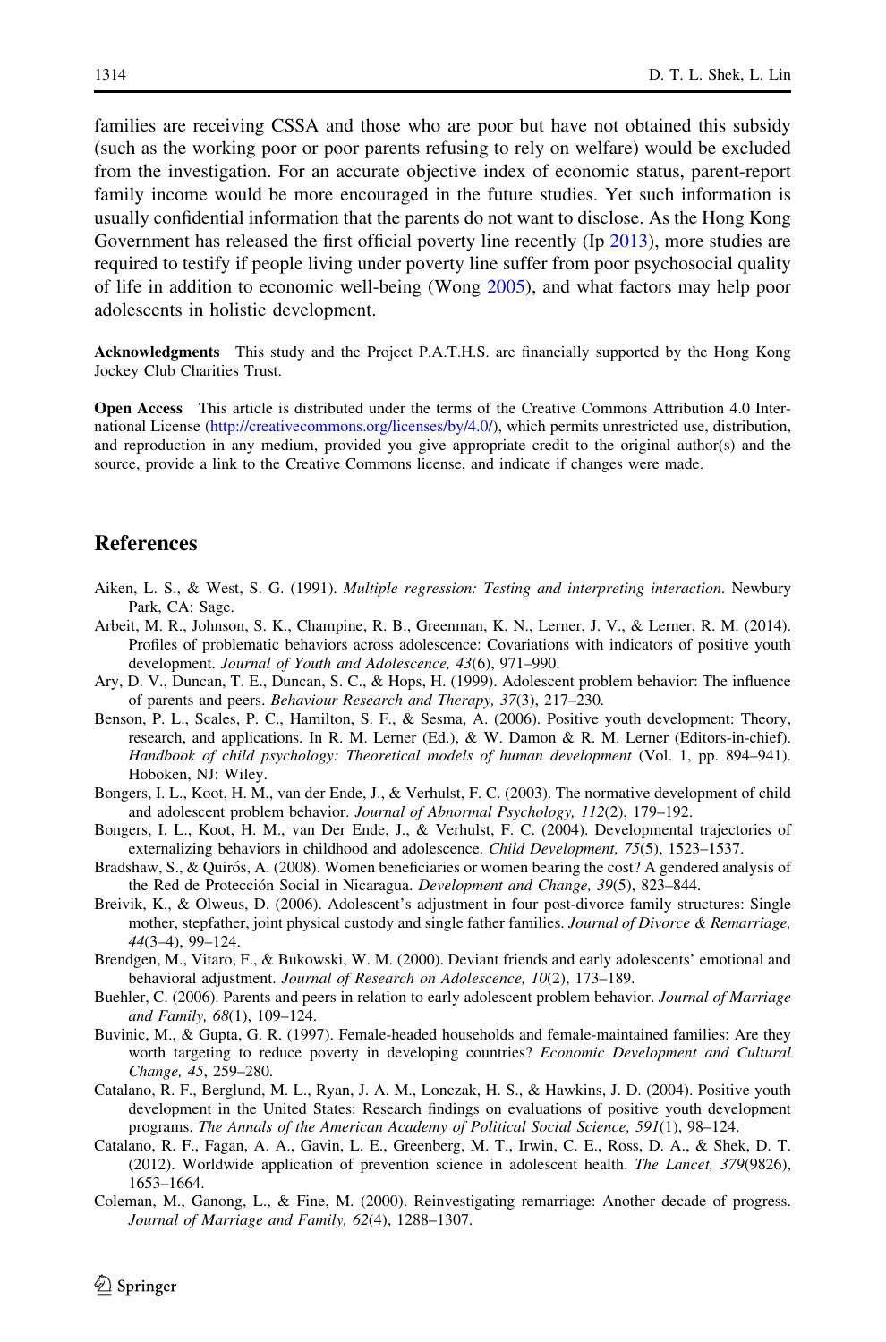families are receiving CSSA and those who are poor but have not obtained this subsidy (such as the working poor or poor parents refusing to rely on welfare) would be excluded from the investigation. For an accurate objective index of economic status, parent-report family income would be more encouraged in the future studies. Yet such information is usually confidential information that the parents do not want to disclose. As the Hong Kong Government has released the first official poverty line recently (Ip 2013), more studies are required to testify if people living under poverty line suffer from poor psychosocial quality of life in addition to economic well-being (Wong 2005), and what factors may help poor adolescents in holistic development.

**Acknowledgments** This study and the Project P.A.T.H.S. are financially supported by the Hong Kong Jockey Club Charities Trust.

**Open Access** This article is distributed under the terms of the Creative Commons Attribution 4.0 International License (http://creativecommons.org/licenses/by/4.0/), which permits unrestricted use, distribution, and reproduction in any medium, provided you give appropriate credit to the original author(s) and the source, provide a link to the Creative Commons license, and indicate if changes were made.

## References

Aiken, L. S., & West, S. G. (1991). *Multiple regression: Testing and interpreting interaction*. Newbury Park, CA: Sage.

Arbeit, M. R., Johnson, S. K., Champine, R. B., Greenman, K. N., Lerner, J. V., & Lerner, R. M. (2014). Profiles of problematic behaviors across adolescence: Covariations with indicators of positive youth development. *Journal of Youth and Adolescence, 43*(6), 971–990.

Ary, D. V., Duncan, T. E., Duncan, S. C., & Hops, H. (1999). Adolescent problem behavior: The influence of parents and peers. *Behaviour Research and Therapy, 37*(3), 217–230.

Benson, P. L., Scales, P. C., Hamilton, S. F., & Sesma, A. (2006). Positive youth development: Theory, research, and applications. In R. M. Lerner (Ed.), & W. Damon & R. M. Lerner (Editors-in-chief). *Handbook of child psychology: Theoretical models of human development* (Vol. 1, pp. 894–941). Hoboken, NJ: Wiley.

Bongers, I. L., Koot, H. M., van der Ende, J., & Verhulst, F. C. (2003). The normative development of child and adolescent problem behavior. *Journal of Abnormal Psychology, 112*(2), 179–192.

Bongers, I. L., Koot, H. M., van Der Ende, J., & Verhulst, F. C. (2004). Developmental trajectories of externalizing behaviors in childhood and adolescence. *Child Development, 75*(5), 1523–1537.

Bradshaw, S., & Quirós, A. (2008). Women beneficiaries or women bearing the cost? A gendered analysis of the Red de Protección Social in Nicaragua. *Development and Change, 39*(5), 823–844.

Breivik, K., & Olweus, D. (2006). Adolescent's adjustment in four post-divorce family structures: Single mother, stepfather, joint physical custody and single father families. *Journal of Divorce & Remarriage, 44*(3–4), 99–124.

Brendgen, M., Vitaro, F., & Bukowski, W. M. (2000). Deviant friends and early adolescents' emotional and behavioral adjustment. *Journal of Research on Adolescence, 10*(2), 173–189.

Buehler, C. (2006). Parents and peers in relation to early adolescent problem behavior. *Journal of Marriage and Family, 68*(1), 109–124.

Buvinic, M., & Gupta, G. R. (1997). Female-headed households and female-maintained families: Are they worth targeting to reduce poverty in developing countries? *Economic Development and Cultural Change, 45*, 259–280.

Catalano, R. F., Berglund, M. L., Ryan, J. A. M., Lonczak, H. S., & Hawkins, J. D. (2004). Positive youth development in the United States: Research findings on evaluations of positive youth development programs. *The Annals of the American Academy of Political Social Science, 591*(1), 98–124.

Catalano, R. F., Fagan, A. A., Gavin, L. E., Greenberg, M. T., Irwin, C. E., Ross, D. A., & Shek, D. T. (2012). Worldwide application of prevention science in adolescent health. *The Lancet, 379*(9826), 1653–1664.

Coleman, M., Ganong, L., & Fine, M. (2000). Reinvestigating remarriage: Another decade of progress. *Journal of Marriage and Family, 62*(4), 1288–1307.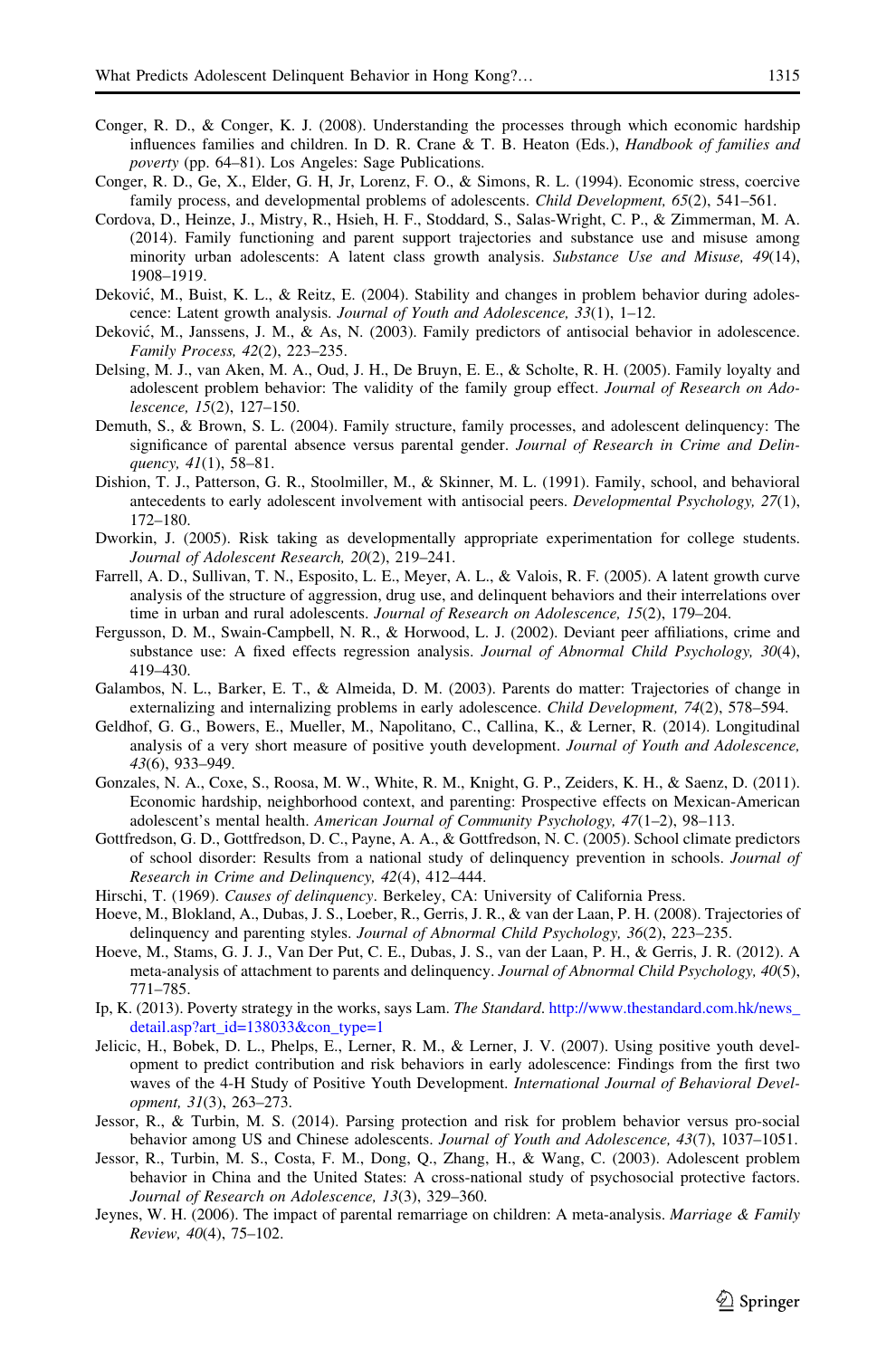Conger, R. D., & Conger, K. J. (2008). Understanding the processes through which economic hardship influences families and children. In D. R. Crane & T. B. Heaton (Eds.), *Handbook of families and poverty* (pp. 64–81). Los Angeles: Sage Publications.

Conger, R. D., Ge, X., Elder, G. H, Jr, Lorenz, F. O., & Simons, R. L. (1994). Economic stress, coercive family process, and developmental problems of adolescents. *Child Development, 65*(2), 541–561.

Cordova, D., Heinze, J., Mistry, R., Hsieh, H. F., Stoddard, S., Salas-Wright, C. P., & Zimmerman, M. A. (2014). Family functioning and parent support trajectories and substance use and misuse among minority urban adolescents: A latent class growth analysis. *Substance Use and Misuse, 49*(14), 1908–1919.

Deković, M., Buist, K. L., & Reitz, E. (2004). Stability and changes in problem behavior during adolescence: Latent growth analysis. *Journal of Youth and Adolescence, 33*(1), 1–12.

Deković, M., Janssens, J. M., & As, N. (2003). Family predictors of antisocial behavior in adolescence. *Family Process, 42*(2), 223–235.

Delsing, M. J., van Aken, M. A., Oud, J. H., De Bruyn, E. E., & Scholte, R. H. (2005). Family loyalty and adolescent problem behavior: The validity of the family group effect. *Journal of Research on Adolescence, 15*(2), 127–150.

Demuth, S., & Brown, S. L. (2004). Family structure, family processes, and adolescent delinquency: The significance of parental absence versus parental gender. *Journal of Research in Crime and Delinquency, 41*(1), 58–81.

Dishion, T. J., Patterson, G. R., Stoolmiller, M., & Skinner, M. L. (1991). Family, school, and behavioral antecedents to early adolescent involvement with antisocial peers. *Developmental Psychology, 27*(1), 172–180.

Dworkin, J. (2005). Risk taking as developmentally appropriate experimentation for college students. *Journal of Adolescent Research, 20*(2), 219–241.

Farrell, A. D., Sullivan, T. N., Esposito, L. E., Meyer, A. L., & Valois, R. F. (2005). A latent growth curve analysis of the structure of aggression, drug use, and delinquent behaviors and their interrelations over time in urban and rural adolescents. *Journal of Research on Adolescence, 15*(2), 179–204.

Fergusson, D. M., Swain-Campbell, N. R., & Horwood, L. J. (2002). Deviant peer affiliations, crime and substance use: A fixed effects regression analysis. *Journal of Abnormal Child Psychology, 30*(4), 419–430.

Galambos, N. L., Barker, E. T., & Almeida, D. M. (2003). Parents do matter: Trajectories of change in externalizing and internalizing problems in early adolescence. *Child Development, 74*(2), 578–594.

Geldhof, G. G., Bowers, E., Mueller, M., Napolitano, C., Callina, K., & Lerner, R. (2014). Longitudinal analysis of a very short measure of positive youth development. *Journal of Youth and Adolescence, 43*(6), 933–949.

Gonzales, N. A., Coxe, S., Roosa, M. W., White, R. M., Knight, G. P., Zeiders, K. H., & Saenz, D. (2011). Economic hardship, neighborhood context, and parenting: Prospective effects on Mexican-American adolescent's mental health. *American Journal of Community Psychology, 47*(1–2), 98–113.

Gottfredson, G. D., Gottfredson, D. C., Payne, A. A., & Gottfredson, N. C. (2005). School climate predictors of school disorder: Results from a national study of delinquency prevention in schools. *Journal of Research in Crime and Delinquency, 42*(4), 412–444.

Hirschi, T. (1969). *Causes of delinquency*. Berkeley, CA: University of California Press.

Hoeve, M., Blokland, A., Dubas, J. S., Loeber, R., Gerris, J. R., & van der Laan, P. H. (2008). Trajectories of delinquency and parenting styles. *Journal of Abnormal Child Psychology, 36*(2), 223–235.

Hoeve, M., Stams, G. J. J., Van Der Put, C. E., Dubas, J. S., van der Laan, P. H., & Gerris, J. R. (2012). A meta-analysis of attachment to parents and delinquency. *Journal of Abnormal Child Psychology, 40*(5), 771–785.

Ip, K. (2013). Poverty strategy in the works, says Lam. *The Standard*. http://www.thestandard.com.hk/news_detail.asp?art_id=138033&con_type=1

Jelicic, H., Bobek, D. L., Phelps, E., Lerner, R. M., & Lerner, J. V. (2007). Using positive youth development to predict contribution and risk behaviors in early adolescence: Findings from the first two waves of the 4-H Study of Positive Youth Development. *International Journal of Behavioral Development, 31*(3), 263–273.

Jessor, R., & Turbin, M. S. (2014). Parsing protection and risk for problem behavior versus pro-social behavior among US and Chinese adolescents. *Journal of Youth and Adolescence, 43*(7), 1037–1051.

Jessor, R., Turbin, M. S., Costa, F. M., Dong, Q., Zhang, H., & Wang, C. (2003). Adolescent problem behavior in China and the United States: A cross-national study of psychosocial protective factors. *Journal of Research on Adolescence, 13*(3), 329–360.

Jeynes, W. H. (2006). The impact of parental remarriage on children: A meta-analysis. *Marriage & Family Review, 40*(4), 75–102.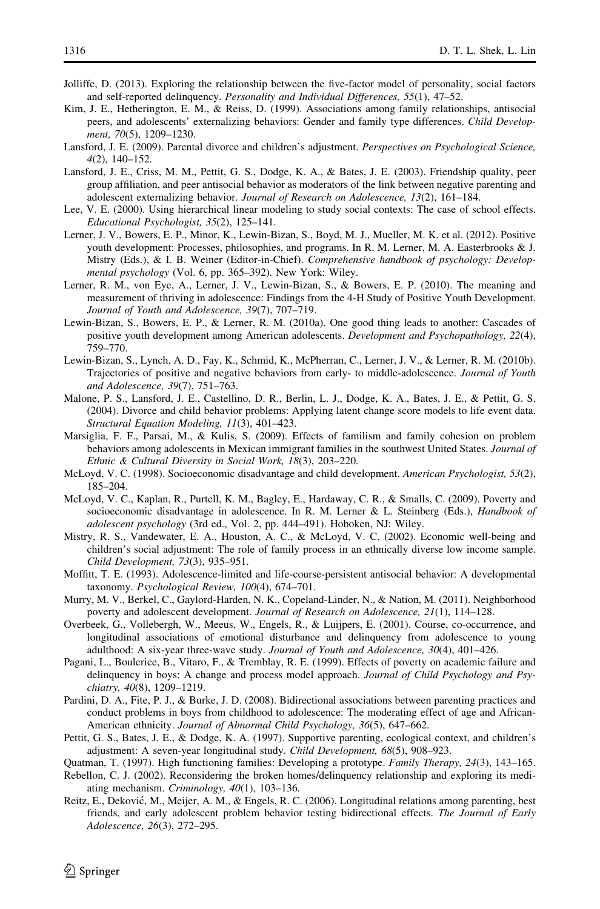Jolliffe, D. (2013). Exploring the relationship between the five-factor model of personality, social factors and self-reported delinquency. *Personality and Individual Differences, 55*(1), 47–52.

Kim, J. E., Hetherington, E. M., & Reiss, D. (1999). Associations among family relationships, antisocial peers, and adolescents' externalizing behaviors: Gender and family type differences. *Child Development, 70*(5), 1209–1230.

Lansford, J. E. (2009). Parental divorce and children's adjustment. *Perspectives on Psychological Science, 4*(2), 140–152.

Lansford, J. E., Criss, M. M., Pettit, G. S., Dodge, K. A., & Bates, J. E. (2003). Friendship quality, peer group affiliation, and peer antisocial behavior as moderators of the link between negative parenting and adolescent externalizing behavior. *Journal of Research on Adolescence, 13*(2), 161–184.

Lee, V. E. (2000). Using hierarchical linear modeling to study social contexts: The case of school effects. *Educational Psychologist, 35*(2), 125–141.

Lerner, J. V., Bowers, E. P., Minor, K., Lewin-Bizan, S., Boyd, M. J., Mueller, M. K. et al. (2012). Positive youth development: Processes, philosophies, and programs. In R. M. Lerner, M. A. Easterbrooks & J. Mistry (Eds.), & I. B. Weiner (Editor-in-Chief). *Comprehensive handbook of psychology: Developmental psychology* (Vol. 6, pp. 365–392). New York: Wiley.

Lerner, R. M., von Eye, A., Lerner, J. V., Lewin-Bizan, S., & Bowers, E. P. (2010). The meaning and measurement of thriving in adolescence: Findings from the 4-H Study of Positive Youth Development. *Journal of Youth and Adolescence, 39*(7), 707–719.

Lewin-Bizan, S., Bowers, E. P., & Lerner, R. M. (2010a). One good thing leads to another: Cascades of positive youth development among American adolescents. *Development and Psychopathology, 22*(4), 759–770.

Lewin-Bizan, S., Lynch, A. D., Fay, K., Schmid, K., McPherran, C., Lerner, J. V., & Lerner, R. M. (2010b). Trajectories of positive and negative behaviors from early- to middle-adolescence. *Journal of Youth and Adolescence, 39*(7), 751–763.

Malone, P. S., Lansford, J. E., Castellino, D. R., Berlin, L. J., Dodge, K. A., Bates, J. E., & Pettit, G. S. (2004). Divorce and child behavior problems: Applying latent change score models to life event data. *Structural Equation Modeling, 11*(3), 401–423.

Marsiglia, F. F., Parsai, M., & Kulis, S. (2009). Effects of familism and family cohesion on problem behaviors among adolescents in Mexican immigrant families in the southwest United States. *Journal of Ethnic & Cultural Diversity in Social Work, 18*(3), 203–220.

McLoyd, V. C. (1998). Socioeconomic disadvantage and child development. *American Psychologist, 53*(2), 185–204.

McLoyd, V. C., Kaplan, R., Purtell, K. M., Bagley, E., Hardaway, C. R., & Smalls, C. (2009). Poverty and socioeconomic disadvantage in adolescence. In R. M. Lerner & L. Steinberg (Eds.), *Handbook of adolescent psychology* (3rd ed., Vol. 2, pp. 444–491). Hoboken, NJ: Wiley.

Mistry, R. S., Vandewater, E. A., Houston, A. C., & McLoyd, V. C. (2002). Economic well-being and children's social adjustment: The role of family process in an ethnically diverse low income sample. *Child Development, 73*(3), 935–951.

Moffitt, T. E. (1993). Adolescence-limited and life-course-persistent antisocial behavior: A developmental taxonomy. *Psychological Review, 100*(4), 674–701.

Murry, M. V., Berkel, C., Gaylord-Harden, N. K., Copeland-Linder, N., & Nation, M. (2011). Neighborhood poverty and adolescent development. *Journal of Research on Adolescence, 21*(1), 114–128.

Overbeek, G., Vollebergh, W., Meeus, W., Engels, R., & Luijpers, E. (2001). Course, co-occurrence, and longitudinal associations of emotional disturbance and delinquency from adolescence to young adulthood: A six-year three-wave study. *Journal of Youth and Adolescence, 30*(4), 401–426.

Pagani, L., Boulerice, B., Vitaro, F., & Tremblay, R. E. (1999). Effects of poverty on academic failure and delinquency in boys: A change and process model approach. *Journal of Child Psychology and Psychiatry, 40*(8), 1209–1219.

Pardini, D. A., Fite, P. J., & Burke, J. D. (2008). Bidirectional associations between parenting practices and conduct problems in boys from childhood to adolescence: The moderating effect of age and African-American ethnicity. *Journal of Abnormal Child Psychology, 36*(5), 647–662.

Pettit, G. S., Bates, J. E., & Dodge, K. A. (1997). Supportive parenting, ecological context, and children's adjustment: A seven-year longitudinal study. *Child Development, 68*(5), 908–923.

Quatman, T. (1997). High functioning families: Developing a prototype. *Family Therapy, 24*(3), 143–165.

Rebellon, C. J. (2002). Reconsidering the broken homes/delinquency relationship and exploring its mediating mechanism. *Criminology, 40*(1), 103–136.

Reitz, E., Deković, M., Meijer, A. M., & Engels, R. C. (2006). Longitudinal relations among parenting, best friends, and early adolescent problem behavior testing bidirectional effects. *The Journal of Early Adolescence, 26*(3), 272–295.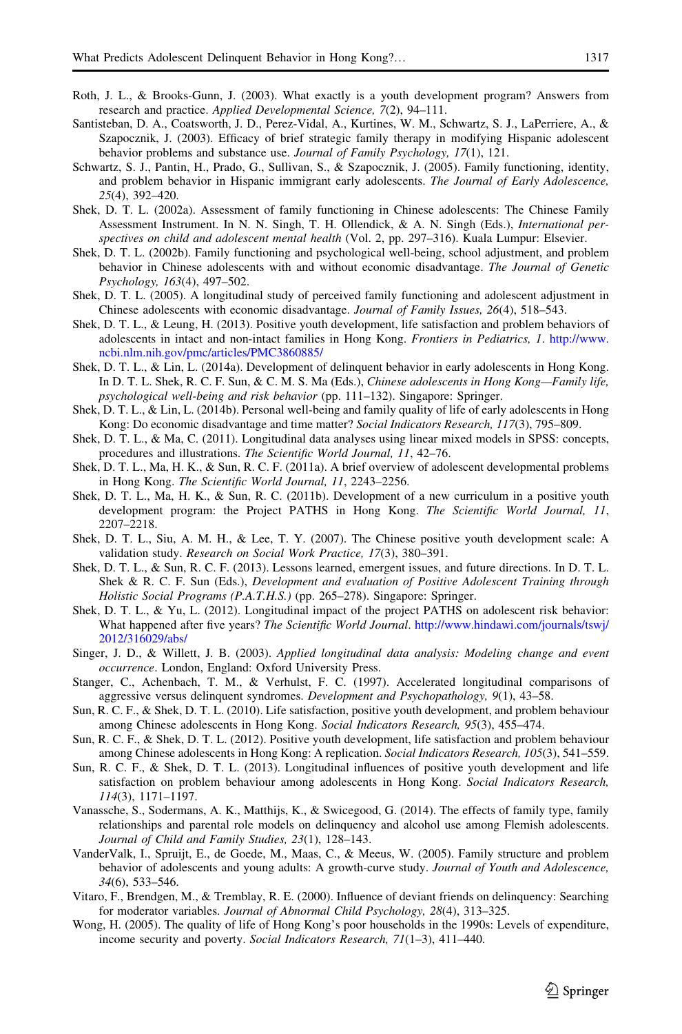Roth, J. L., & Brooks-Gunn, J. (2003). What exactly is a youth development program? Answers from research and practice. *Applied Developmental Science, 7*(2), 94–111.

Santisteban, D. A., Coatsworth, J. D., Perez-Vidal, A., Kurtines, W. M., Schwartz, S. J., LaPerriere, A., & Szapocznik, J. (2003). Efficacy of brief strategic family therapy in modifying Hispanic adolescent behavior problems and substance use. *Journal of Family Psychology, 17*(1), 121.

Schwartz, S. J., Pantin, H., Prado, G., Sullivan, S., & Szapocznik, J. (2005). Family functioning, identity, and problem behavior in Hispanic immigrant early adolescents. *The Journal of Early Adolescence, 25*(4), 392–420.

Shek, D. T. L. (2002a). Assessment of family functioning in Chinese adolescents: The Chinese Family Assessment Instrument. In N. N. Singh, T. H. Ollendick, & A. N. Singh (Eds.), *International perspectives on child and adolescent mental health* (Vol. 2, pp. 297–316). Kuala Lumpur: Elsevier.

Shek, D. T. L. (2002b). Family functioning and psychological well-being, school adjustment, and problem behavior in Chinese adolescents with and without economic disadvantage. *The Journal of Genetic Psychology, 163*(4), 497–502.

Shek, D. T. L. (2005). A longitudinal study of perceived family functioning and adolescent adjustment in Chinese adolescents with economic disadvantage. *Journal of Family Issues, 26*(4), 518–543.

Shek, D. T. L., & Leung, H. (2013). Positive youth development, life satisfaction and problem behaviors of adolescents in intact and non-intact families in Hong Kong. *Frontiers in Pediatrics, 1*. http://www.ncbi.nlm.nih.gov/pmc/articles/PMC3860885/

Shek, D. T. L., & Lin, L. (2014a). Development of delinquent behavior in early adolescents in Hong Kong. In D. T. L. Shek, R. C. F. Sun, & C. M. S. Ma (Eds.), *Chinese adolescents in Hong Kong—Family life, psychological well-being and risk behavior* (pp. 111–132). Singapore: Springer.

Shek, D. T. L., & Lin, L. (2014b). Personal well-being and family quality of life of early adolescents in Hong Kong: Do economic disadvantage and time matter? *Social Indicators Research, 117*(3), 795–809.

Shek, D. T. L., & Ma, C. (2011). Longitudinal data analyses using linear mixed models in SPSS: concepts, procedures and illustrations. *The Scientific World Journal, 11*, 42–76.

Shek, D. T. L., Ma, H. K., & Sun, R. C. F. (2011a). A brief overview of adolescent developmental problems in Hong Kong. *The Scientific World Journal, 11*, 2243–2256.

Shek, D. T. L., Ma, H. K., & Sun, R. C. (2011b). Development of a new curriculum in a positive youth development program: the Project PATHS in Hong Kong. *The Scientific World Journal, 11*, 2207–2218.

Shek, D. T. L., Siu, A. M. H., & Lee, T. Y. (2007). The Chinese positive youth development scale: A validation study. *Research on Social Work Practice, 17*(3), 380–391.

Shek, D. T. L., & Sun, R. C. F. (2013). Lessons learned, emergent issues, and future directions. In D. T. L. Shek & R. C. F. Sun (Eds.), *Development and evaluation of Positive Adolescent Training through Holistic Social Programs (P.A.T.H.S.)* (pp. 265–278). Singapore: Springer.

Shek, D. T. L., & Yu, L. (2012). Longitudinal impact of the project PATHS on adolescent risk behavior: What happened after five years? *The Scientific World Journal*. http://www.hindawi.com/journals/tswj/2012/316029/abs/

Singer, J. D., & Willett, J. B. (2003). *Applied longitudinal data analysis: Modeling change and event occurrence*. London, England: Oxford University Press.

Stanger, C., Achenbach, T. M., & Verhulst, F. C. (1997). Accelerated longitudinal comparisons of aggressive versus delinquent syndromes. *Development and Psychopathology, 9*(1), 43–58.

Sun, R. C. F., & Shek, D. T. L. (2010). Life satisfaction, positive youth development, and problem behaviour among Chinese adolescents in Hong Kong. *Social Indicators Research, 95*(3), 455–474.

Sun, R. C. F., & Shek, D. T. L. (2012). Positive youth development, life satisfaction and problem behaviour among Chinese adolescents in Hong Kong: A replication. *Social Indicators Research, 105*(3), 541–559.

Sun, R. C. F., & Shek, D. T. L. (2013). Longitudinal influences of positive youth development and life satisfaction on problem behaviour among adolescents in Hong Kong. *Social Indicators Research, 114*(3), 1171–1197.

Vanassche, S., Sodermans, A. K., Matthijs, K., & Swicegood, G. (2014). The effects of family type, family relationships and parental role models on delinquency and alcohol use among Flemish adolescents. *Journal of Child and Family Studies, 23*(1), 128–143.

VanderValk, I., Spruijt, E., de Goede, M., Maas, C., & Meeus, W. (2005). Family structure and problem behavior of adolescents and young adults: A growth-curve study. *Journal of Youth and Adolescence, 34*(6), 533–546.

Vitaro, F., Brendgen, M., & Tremblay, R. E. (2000). Influence of deviant friends on delinquency: Searching for moderator variables. *Journal of Abnormal Child Psychology, 28*(4), 313–325.

Wong, H. (2005). The quality of life of Hong Kong's poor households in the 1990s: Levels of expenditure, income security and poverty. *Social Indicators Research, 71*(1–3), 411–440.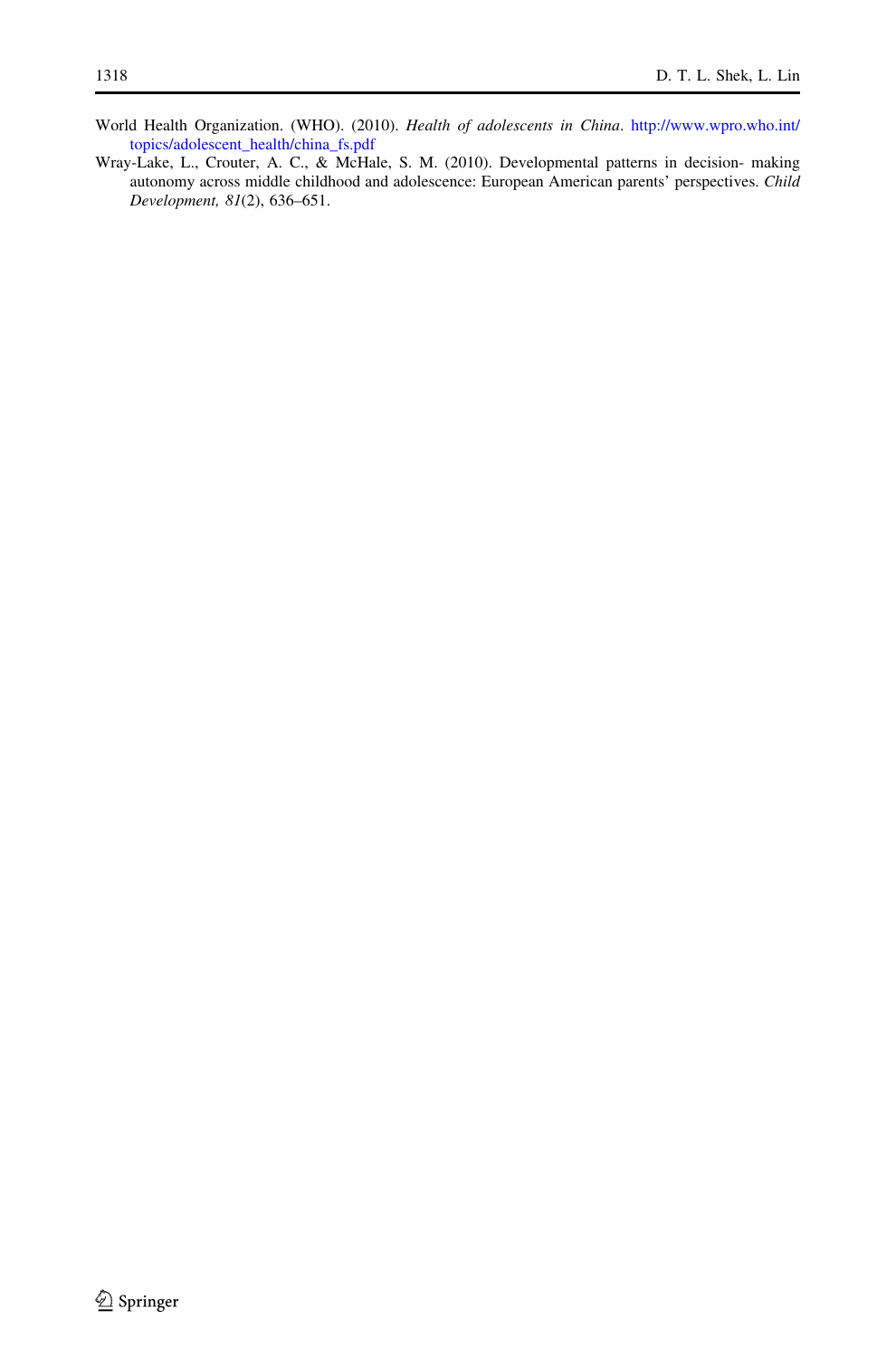World Health Organization. (WHO). (2010). *Health of adolescents in China*. http://www.wpro.who.int/topics/adolescent_health/china_fs.pdf

Wray-Lake, L., Crouter, A. C., & McHale, S. M. (2010). Developmental patterns in decision- making autonomy across middle childhood and adolescence: European American parents' perspectives. *Child Development, 81*(2), 636–651.